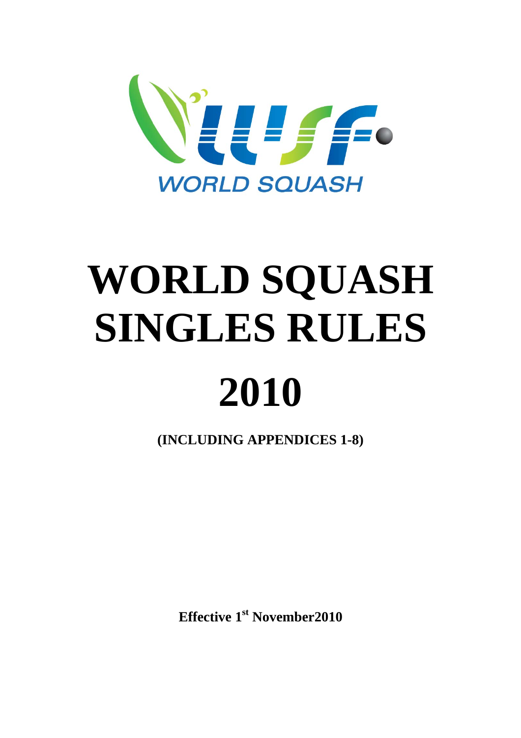WORLD SQUASH

# WORLD SQUASH SINGLES RULES 2010

**(INCLUDING APPENDICES 1-8)**

**Effective 1st November2010**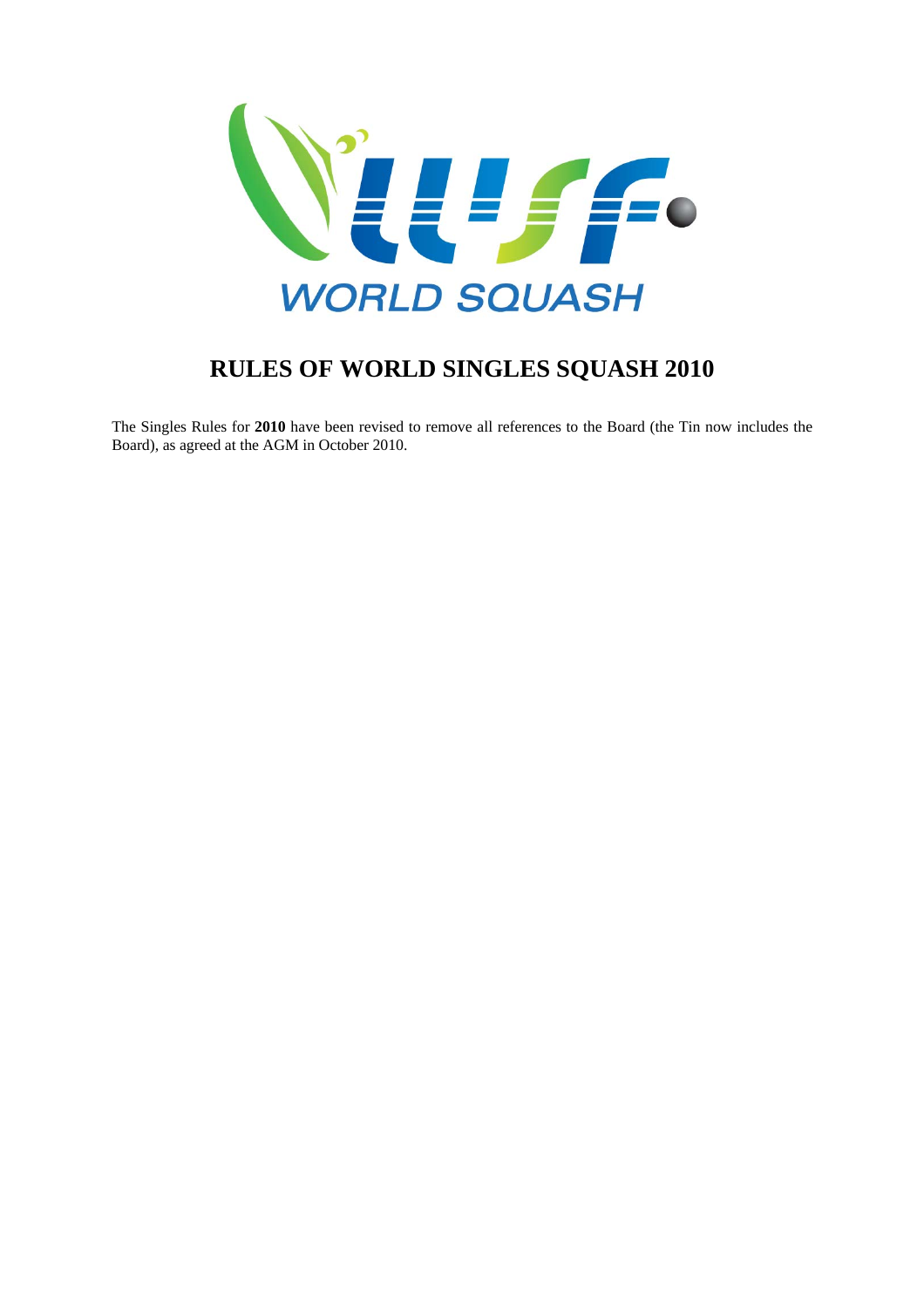# RULES OF WORLD SINGLES SQUASH 2010

The Singles Rules for **2010** have been revised to remove all references to the Board (the Tin now includes the Board), as agreed at the AGM in October 2010.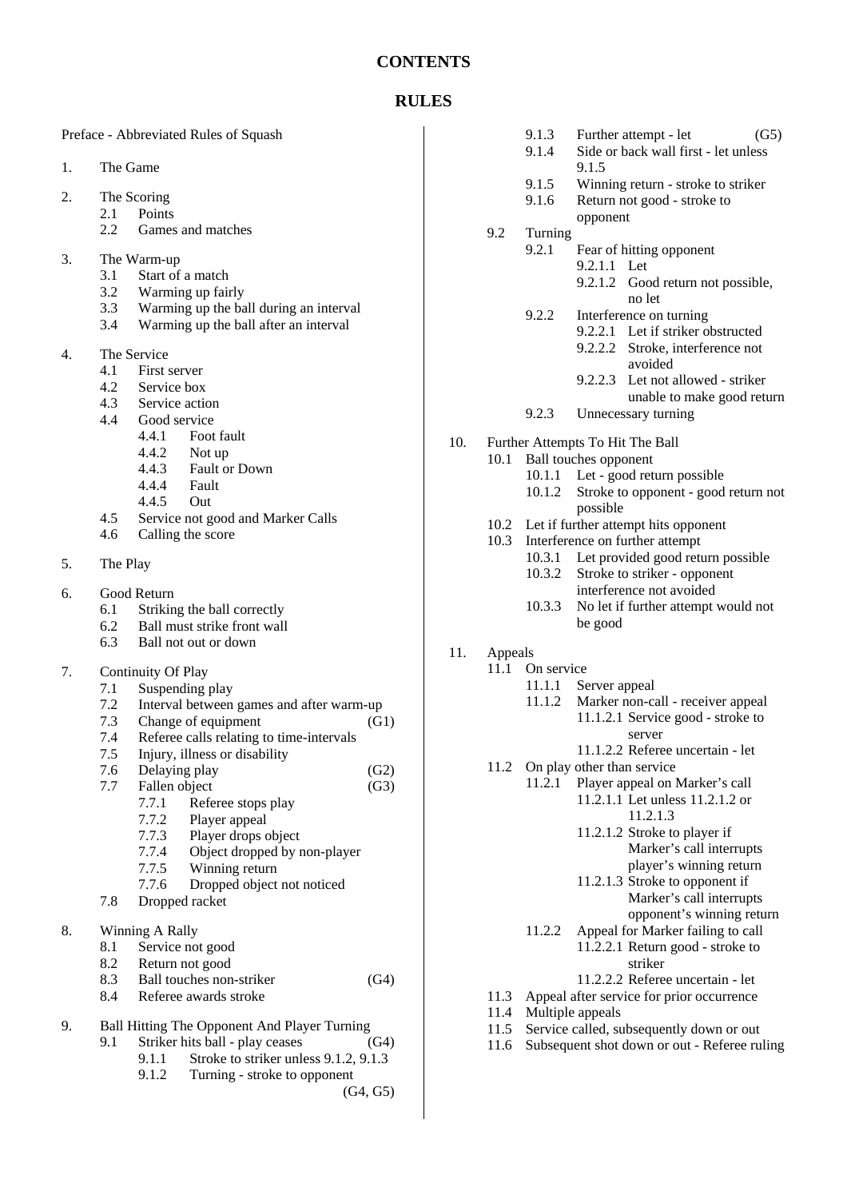# CONTENTS

## RULES

Preface - Abbreviated Rules of Squash

1. The Game

2. The Scoring
   - 2.1 Points
   - 2.2 Games and matches

3. The Warm-up
   - 3.1 Start of a match
   - 3.2 Warming up fairly
   - 3.3 Warming up the ball during an interval
   - 3.4 Warming up the ball after an interval

4. The Service
   - 4.1 First server
   - 4.2 Service box
   - 4.3 Service action
   - 4.4 Good service
     - 4.4.1 Foot fault
     - 4.4.2 Not up
     - 4.4.3 Fault or Down
     - 4.4.4 Fault
     - 4.4.5 Out
   - 4.5 Service not good and Marker Calls
   - 4.6 Calling the score

5. The Play

6. Good Return
   - 6.1 Striking the ball correctly
   - 6.2 Ball must strike front wall
   - 6.3 Ball not out or down

7. Continuity Of Play
   - 7.1 Suspending play
   - 7.2 Interval between games and after warm-up
   - 7.3 Change of equipment (G1)
   - 7.4 Referee calls relating to time-intervals
   - 7.5 Injury, illness or disability
   - 7.6 Delaying play (G2)
   - 7.7 Fallen object (G3)
     - 7.7.1 Referee stops play
     - 7.7.2 Player appeal
     - 7.7.3 Player drops object
     - 7.7.4 Object dropped by non-player
     - 7.7.5 Winning return
     - 7.7.6 Dropped object not noticed
   - 7.8 Dropped racket

8. Winning A Rally
   - 8.1 Service not good
   - 8.2 Return not good
   - 8.3 Ball touches non-striker (G4)
   - 8.4 Referee awards stroke

9. Ball Hitting The Opponent And Player Turning
   - 9.1 Striker hits ball - play ceases (G4)
     - 9.1.1 Stroke to striker unless 9.1.2, 9.1.3
     - 9.1.2 Turning - stroke to opponent (G4, G5)
     - 9.1.3 Further attempt - let (G5)
     - 9.1.4 Side or back wall first - let unless 9.1.5
     - 9.1.5 Winning return - stroke to striker
     - 9.1.6 Return not good - stroke to opponent
   - 9.2 Turning
     - 9.2.1 Fear of hitting opponent
       - 9.2.1.1 Let
       - 9.2.1.2 Good return not possible, no let
     - 9.2.2 Interference on turning
       - 9.2.2.1 Let if striker obstructed
       - 9.2.2.2 Stroke, interference not avoided
       - 9.2.2.3 Let not allowed - striker unable to make good return
     - 9.2.3 Unnecessary turning

10. Further Attempts To Hit The Ball
    - 10.1 Ball touches opponent
      - 10.1.1 Let - good return possible
      - 10.1.2 Stroke to opponent - good return not possible
    - 10.2 Let if further attempt hits opponent
    - 10.3 Interference on further attempt
      - 10.3.1 Let provided good return possible
      - 10.3.2 Stroke to striker - opponent interference not avoided
      - 10.3.3 No let if further attempt would not be good

11. Appeals
    - 11.1 On service
      - 11.1.1 Server appeal
      - 11.1.2 Marker non-call - receiver appeal
        - 11.1.2.1 Service good - stroke to server
        - 11.1.2.2 Referee uncertain - let
    - 11.2 On play other than service
      - 11.2.1 Player appeal on Marker's call
        - 11.2.1.1 Let unless 11.2.1.2 or 11.2.1.3
        - 11.2.1.2 Stroke to player if Marker's call interrupts player's winning return
        - 11.2.1.3 Stroke to opponent if Marker's call interrupts opponent's winning return
      - 11.2.2 Appeal for Marker failing to call
        - 11.2.2.1 Return good - stroke to striker
        - 11.2.2.2 Referee uncertain - let
    - 11.3 Appeal after service for prior occurrence
    - 11.4 Multiple appeals
    - 11.5 Service called, subsequently down or out
    - 11.6 Subsequent shot down or out - Referee ruling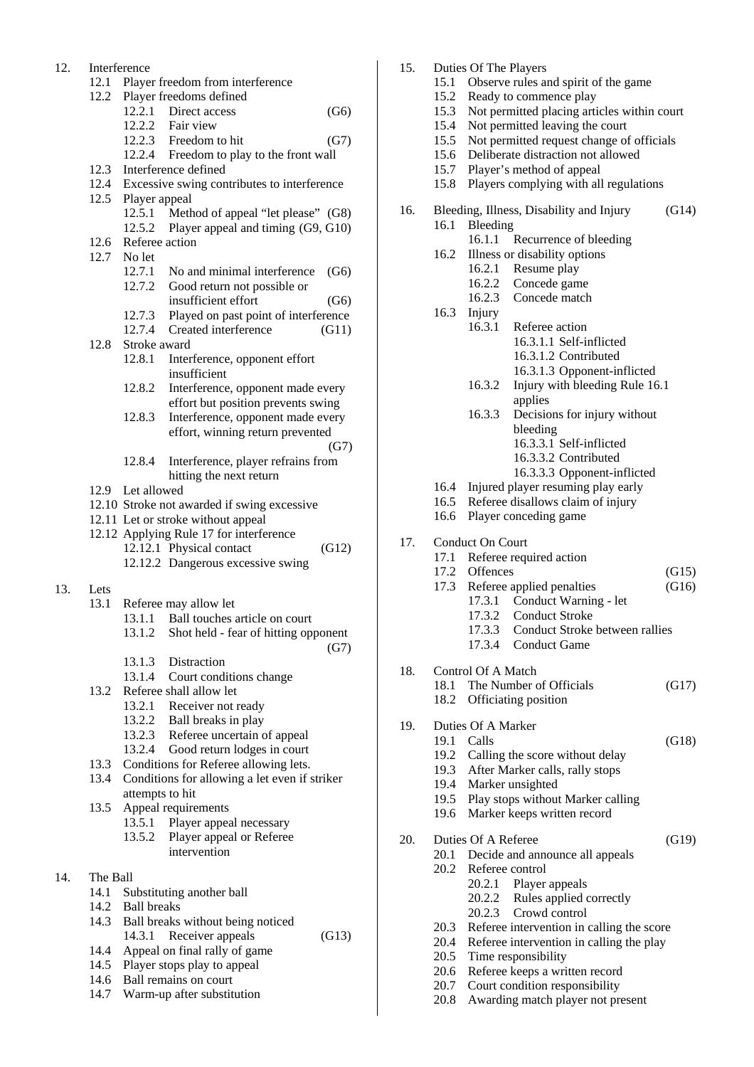12. Interference
    - 12.1 Player freedom from interference
    - 12.2 Player freedoms defined
        - 12.2.1 Direct access (G6)
        - 12.2.2 Fair view
        - 12.2.3 Freedom to hit (G7)
        - 12.2.4 Freedom to play to the front wall
    - 12.3 Interference defined
    - 12.4 Excessive swing contributes to interference
    - 12.5 Player appeal
        - 12.5.1 Method of appeal "let please" (G8)
        - 12.5.2 Player appeal and timing (G9, G10)
    - 12.6 Referee action
    - 12.7 No let
        - 12.7.1 No and minimal interference (G6)
        - 12.7.2 Good return not possible or insufficient effort (G6)
        - 12.7.3 Played on past point of interference
        - 12.7.4 Created interference (G11)
    - 12.8 Stroke award
        - 12.8.1 Interference, opponent effort insufficient
        - 12.8.2 Interference, opponent made every effort but position prevents swing
        - 12.8.3 Interference, opponent made every effort, winning return prevented (G7)
        - 12.8.4 Interference, player refrains from hitting the next return
    - 12.9 Let allowed
    - 12.10 Stroke not awarded if swing excessive
    - 12.11 Let or stroke without appeal
    - 12.12 Applying Rule 17 for interference
        - 12.12.1 Physical contact (G12)
        - 12.12.2 Dangerous excessive swing

13. Lets
    - 13.1 Referee may allow let
        - 13.1.1 Ball touches article on court
        - 13.1.2 Shot held - fear of hitting opponent (G7)
        - 13.1.3 Distraction
        - 13.1.4 Court conditions change
    - 13.2 Referee shall allow let
        - 13.2.1 Receiver not ready
        - 13.2.2 Ball breaks in play
        - 13.2.3 Referee uncertain of appeal
        - 13.2.4 Good return lodges in court
    - 13.3 Conditions for Referee allowing lets.
    - 13.4 Conditions for allowing a let even if striker attempts to hit
    - 13.5 Appeal requirements
        - 13.5.1 Player appeal necessary
        - 13.5.2 Player appeal or Referee intervention

14. The Ball
    - 14.1 Substituting another ball
    - 14.2 Ball breaks
    - 14.3 Ball breaks without being noticed
        - 14.3.1 Receiver appeals (G13)
    - 14.4 Appeal on final rally of game
    - 14.5 Player stops play to appeal
    - 14.6 Ball remains on court
    - 14.7 Warm-up after substitution

15. Duties Of The Players
    - 15.1 Observe rules and spirit of the game
    - 15.2 Ready to commence play
    - 15.3 Not permitted placing articles within court
    - 15.4 Not permitted leaving the court
    - 15.5 Not permitted request change of officials
    - 15.6 Deliberate distraction not allowed
    - 15.7 Player's method of appeal
    - 15.8 Players complying with all regulations

16. Bleeding, Illness, Disability and Injury (G14)
    - 16.1 Bleeding
        - 16.1.1 Recurrence of bleeding
    - 16.2 Illness or disability options
        - 16.2.1 Resume play
        - 16.2.2 Concede game
        - 16.2.3 Concede match
    - 16.3 Injury
        - 16.3.1 Referee action
            - 16.3.1.1 Self-inflicted
            - 16.3.1.2 Contributed
            - 16.3.1.3 Opponent-inflicted
        - 16.3.2 Injury with bleeding Rule 16.1 applies
        - 16.3.3 Decisions for injury without bleeding
            - 16.3.3.1 Self-inflicted
            - 16.3.3.2 Contributed
            - 16.3.3.3 Opponent-inflicted
    - 16.4 Injured player resuming play early
    - 16.5 Referee disallows claim of injury
    - 16.6 Player conceding game

17. Conduct On Court
    - 17.1 Referee required action
    - 17.2 Offences (G15)
    - 17.3 Referee applied penalties (G16)
        - 17.3.1 Conduct Warning - let
        - 17.3.2 Conduct Stroke
        - 17.3.3 Conduct Stroke between rallies
        - 17.3.4 Conduct Game

18. Control Of A Match
    - 18.1 The Number of Officials (G17)
    - 18.2 Officiating position

19. Duties Of A Marker
    - 19.1 Calls (G18)
    - 19.2 Calling the score without delay
    - 19.3 After Marker calls, rally stops
    - 19.4 Marker unsighted
    - 19.5 Play stops without Marker calling
    - 19.6 Marker keeps written record

20. Duties Of A Referee (G19)
    - 20.1 Decide and announce all appeals
    - 20.2 Referee control
        - 20.2.1 Player appeals
        - 20.2.2 Rules applied correctly
        - 20.2.3 Crowd control
    - 20.3 Referee intervention in calling the score
    - 20.4 Referee intervention in calling the play
    - 20.5 Time responsibility
    - 20.6 Referee keeps a written record
    - 20.7 Court condition responsibility
    - 20.8 Awarding match player not present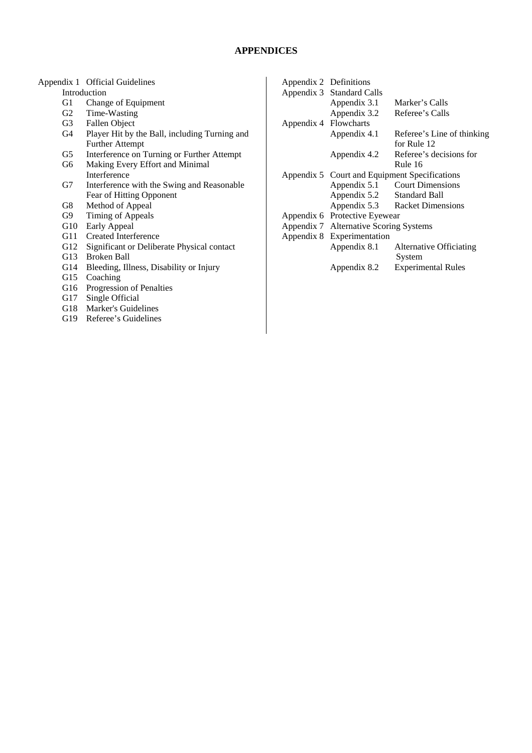# APPENDICES

Appendix 1 Official Guidelines

- Introduction
- G1 Change of Equipment
- G2 Time-Wasting
- G3 Fallen Object
- G4 Player Hit by the Ball, including Turning and Further Attempt
- G5 Interference on Turning or Further Attempt
- G6 Making Every Effort and Minimal Interference
- G7 Interference with the Swing and Reasonable Fear of Hitting Opponent
- G8 Method of Appeal
- G9 Timing of Appeals
- G10 Early Appeal
- G11 Created Interference
- G12 Significant or Deliberate Physical contact
- G13 Broken Ball
- G14 Bleeding, Illness, Disability or Injury
- G15 Coaching
- G16 Progression of Penalties
- G17 Single Official
- G18 Marker's Guidelines
- G19 Referee's Guidelines

Appendix 2 Definitions

Appendix 3 Standard Calls

- Appendix 3.1 Marker's Calls
- Appendix 3.2 Referee's Calls

Appendix 4 Flowcharts

- Appendix 4.1 Referee's Line of thinking for Rule 12
- Appendix 4.2 Referee's decisions for Rule 16

Appendix 5 Court and Equipment Specifications

- Appendix 5.1 Court Dimensions
- Appendix 5.2 Standard Ball
- Appendix 5.3 Racket Dimensions

Appendix 6 Protective Eyewear

Appendix 7 Alternative Scoring Systems

Appendix 8 Experimentation

- Appendix 8.1 Alternative Officiating System
- Appendix 8.2 Experimental Rules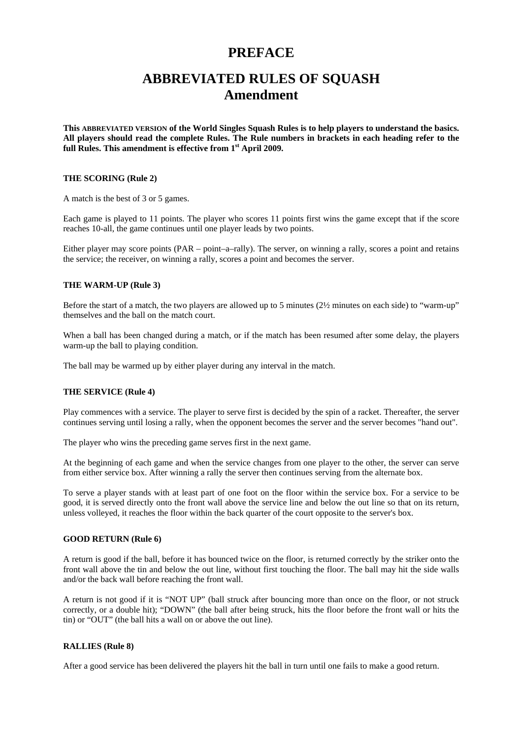# PREFACE

# ABBREVIATED RULES OF SQUASH
# Amendment

**This ABBREVIATED VERSION of the World Singles Squash Rules is to help players to understand the basics. All players should read the complete Rules. The Rule numbers in brackets in each heading refer to the full Rules. This amendment is effective from 1st April 2009.**

### THE SCORING (Rule 2)

A match is the best of 3 or 5 games.

Each game is played to 11 points. The player who scores 11 points first wins the game except that if the score reaches 10-all, the game continues until one player leads by two points.

Either player may score points (PAR – point–a–rally). The server, on winning a rally, scores a point and retains the service; the receiver, on winning a rally, scores a point and becomes the server.

### THE WARM-UP (Rule 3)

Before the start of a match, the two players are allowed up to 5 minutes (2½ minutes on each side) to "warm-up" themselves and the ball on the match court.

When a ball has been changed during a match, or if the match has been resumed after some delay, the players warm-up the ball to playing condition.

The ball may be warmed up by either player during any interval in the match.

### THE SERVICE (Rule 4)

Play commences with a service. The player to serve first is decided by the spin of a racket. Thereafter, the server continues serving until losing a rally, when the opponent becomes the server and the server becomes "hand out".

The player who wins the preceding game serves first in the next game.

At the beginning of each game and when the service changes from one player to the other, the server can serve from either service box. After winning a rally the server then continues serving from the alternate box.

To serve a player stands with at least part of one foot on the floor within the service box. For a service to be good, it is served directly onto the front wall above the service line and below the out line so that on its return, unless volleyed, it reaches the floor within the back quarter of the court opposite to the server's box.

### GOOD RETURN (Rule 6)

A return is good if the ball, before it has bounced twice on the floor, is returned correctly by the striker onto the front wall above the tin and below the out line, without first touching the floor. The ball may hit the side walls and/or the back wall before reaching the front wall.

A return is not good if it is "NOT UP" (ball struck after bouncing more than once on the floor, or not struck correctly, or a double hit); "DOWN" (the ball after being struck, hits the floor before the front wall or hits the tin) or "OUT" (the ball hits a wall on or above the out line).

### RALLIES (Rule 8)

After a good service has been delivered the players hit the ball in turn until one fails to make a good return.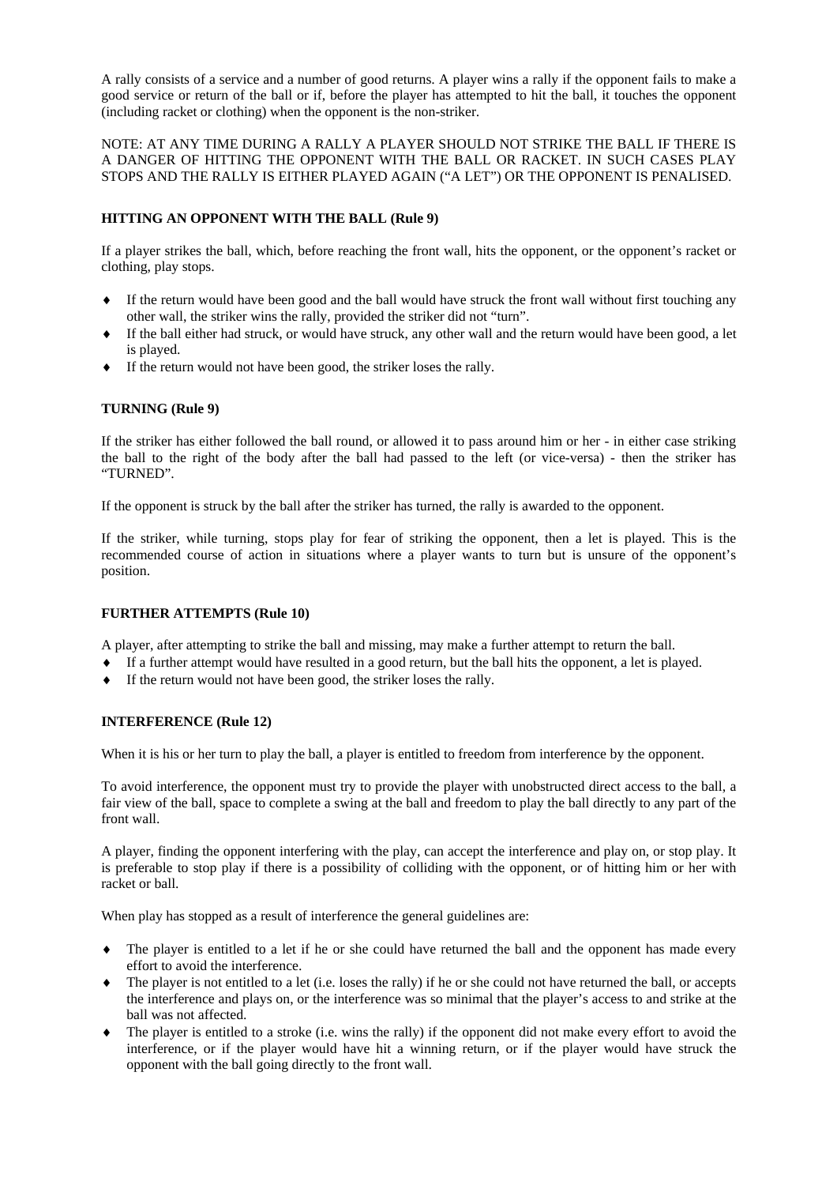A rally consists of a service and a number of good returns. A player wins a rally if the opponent fails to make a good service or return of the ball or if, before the player has attempted to hit the ball, it touches the opponent (including racket or clothing) when the opponent is the non-striker.

NOTE: AT ANY TIME DURING A RALLY A PLAYER SHOULD NOT STRIKE THE BALL IF THERE IS A DANGER OF HITTING THE OPPONENT WITH THE BALL OR RACKET. IN SUCH CASES PLAY STOPS AND THE RALLY IS EITHER PLAYED AGAIN ("A LET") OR THE OPPONENT IS PENALISED.

### HITTING AN OPPONENT WITH THE BALL (Rule 9)

If a player strikes the ball, which, before reaching the front wall, hits the opponent, or the opponent's racket or clothing, play stops.

- If the return would have been good and the ball would have struck the front wall without first touching any other wall, the striker wins the rally, provided the striker did not "turn".
- If the ball either had struck, or would have struck, any other wall and the return would have been good, a let is played.
- If the return would not have been good, the striker loses the rally.

### TURNING (Rule 9)

If the striker has either followed the ball round, or allowed it to pass around him or her - in either case striking the ball to the right of the body after the ball had passed to the left (or vice-versa) - then the striker has "TURNED".

If the opponent is struck by the ball after the striker has turned, the rally is awarded to the opponent.

If the striker, while turning, stops play for fear of striking the opponent, then a let is played. This is the recommended course of action in situations where a player wants to turn but is unsure of the opponent's position.

### FURTHER ATTEMPTS (Rule 10)

A player, after attempting to strike the ball and missing, may make a further attempt to return the ball.

- If a further attempt would have resulted in a good return, but the ball hits the opponent, a let is played.
- If the return would not have been good, the striker loses the rally.

### INTERFERENCE (Rule 12)

When it is his or her turn to play the ball, a player is entitled to freedom from interference by the opponent.

To avoid interference, the opponent must try to provide the player with unobstructed direct access to the ball, a fair view of the ball, space to complete a swing at the ball and freedom to play the ball directly to any part of the front wall.

A player, finding the opponent interfering with the play, can accept the interference and play on, or stop play. It is preferable to stop play if there is a possibility of colliding with the opponent, or of hitting him or her with racket or ball.

When play has stopped as a result of interference the general guidelines are:

- The player is entitled to a let if he or she could have returned the ball and the opponent has made every effort to avoid the interference.
- The player is not entitled to a let (i.e. loses the rally) if he or she could not have returned the ball, or accepts the interference and plays on, or the interference was so minimal that the player's access to and strike at the ball was not affected.
- The player is entitled to a stroke (i.e. wins the rally) if the opponent did not make every effort to avoid the interference, or if the player would have hit a winning return, or if the player would have struck the opponent with the ball going directly to the front wall.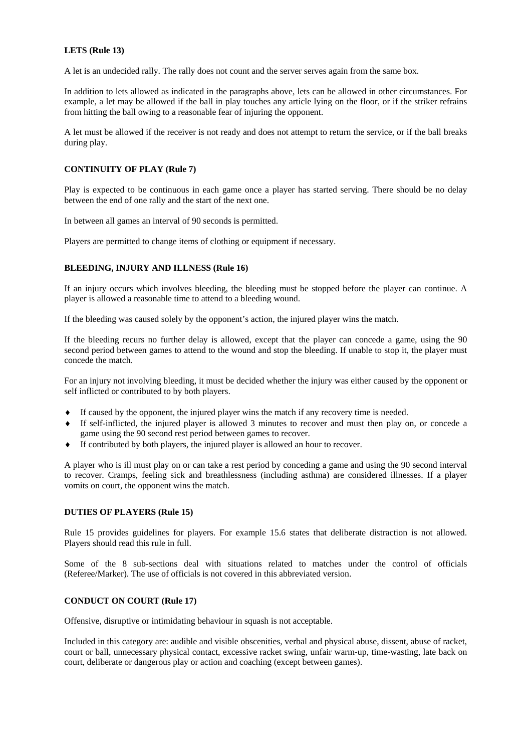**LETS (Rule 13)**

A let is an undecided rally. The rally does not count and the server serves again from the same box.

In addition to lets allowed as indicated in the paragraphs above, lets can be allowed in other circumstances. For example, a let may be allowed if the ball in play touches any article lying on the floor, or if the striker refrains from hitting the ball owing to a reasonable fear of injuring the opponent.

A let must be allowed if the receiver is not ready and does not attempt to return the service, or if the ball breaks during play.

**CONTINUITY OF PLAY (Rule 7)**

Play is expected to be continuous in each game once a player has started serving. There should be no delay between the end of one rally and the start of the next one.

In between all games an interval of 90 seconds is permitted.

Players are permitted to change items of clothing or equipment if necessary.

**BLEEDING, INJURY AND ILLNESS (Rule 16)**

If an injury occurs which involves bleeding, the bleeding must be stopped before the player can continue. A player is allowed a reasonable time to attend to a bleeding wound.

If the bleeding was caused solely by the opponent's action, the injured player wins the match.

If the bleeding recurs no further delay is allowed, except that the player can concede a game, using the 90 second period between games to attend to the wound and stop the bleeding. If unable to stop it, the player must concede the match.

For an injury not involving bleeding, it must be decided whether the injury was either caused by the opponent or self inflicted or contributed to by both players.

- If caused by the opponent, the injured player wins the match if any recovery time is needed.
- If self-inflicted, the injured player is allowed 3 minutes to recover and must then play on, or concede a game using the 90 second rest period between games to recover.
- If contributed by both players, the injured player is allowed an hour to recover.

A player who is ill must play on or can take a rest period by conceding a game and using the 90 second interval to recover. Cramps, feeling sick and breathlessness (including asthma) are considered illnesses. If a player vomits on court, the opponent wins the match.

**DUTIES OF PLAYERS (Rule 15)**

Rule 15 provides guidelines for players. For example 15.6 states that deliberate distraction is not allowed. Players should read this rule in full.

Some of the 8 sub-sections deal with situations related to matches under the control of officials (Referee/Marker). The use of officials is not covered in this abbreviated version.

**CONDUCT ON COURT (Rule 17)**

Offensive, disruptive or intimidating behaviour in squash is not acceptable.

Included in this category are: audible and visible obscenities, verbal and physical abuse, dissent, abuse of racket, court or ball, unnecessary physical contact, excessive racket swing, unfair warm-up, time-wasting, late back on court, deliberate or dangerous play or action and coaching (except between games).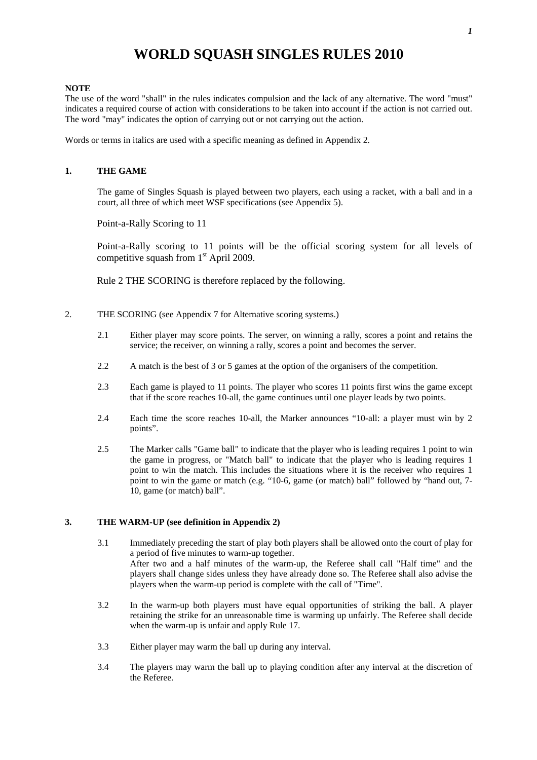# WORLD SQUASH SINGLES RULES 2010

**NOTE**
The use of the word "shall" in the rules indicates compulsion and the lack of any alternative. The word "must" indicates a required course of action with considerations to be taken into account if the action is not carried out. The word "may" indicates the option of carrying out or not carrying out the action.

Words or terms in italics are used with a specific meaning as defined in Appendix 2.

## 1. THE GAME

The game of Singles Squash is played between two players, each using a racket, with a ball and in a court, all three of which meet WSF specifications (see Appendix 5).

Point-a-Rally Scoring to 11

Point-a-Rally scoring to 11 points will be the official scoring system for all levels of competitive squash from 1st April 2009.

Rule 2 THE SCORING is therefore replaced by the following.

## 2. THE SCORING (see Appendix 7 for Alternative scoring systems.)

2.1 Either player may score points. The server, on winning a rally, scores a point and retains the service; the receiver, on winning a rally, scores a point and becomes the server.

2.2 A match is the best of 3 or 5 games at the option of the organisers of the competition.

2.3 Each game is played to 11 points. The player who scores 11 points first wins the game except that if the score reaches 10-all, the game continues until one player leads by two points.

2.4 Each time the score reaches 10-all, the Marker announces "10-all: a player must win by 2 points".

2.5 The Marker calls "Game ball" to indicate that the player who is leading requires 1 point to win the game in progress, or "Match ball" to indicate that the player who is leading requires 1 point to win the match. This includes the situations where it is the receiver who requires 1 point to win the game or match (e.g. "10-6, game (or match) ball" followed by "hand out, 7-10, game (or match) ball".

## 3. THE WARM-UP (see definition in Appendix 2)

3.1 Immediately preceding the start of play both players shall be allowed onto the court of play for a period of five minutes to warm-up together.
After two and a half minutes of the warm-up, the Referee shall call "Half time" and the players shall change sides unless they have already done so. The Referee shall also advise the players when the warm-up period is complete with the call of "Time".

3.2 In the warm-up both players must have equal opportunities of striking the ball. A player retaining the strike for an unreasonable time is warming up unfairly. The Referee shall decide when the warm-up is unfair and apply Rule 17.

3.3 Either player may warm the ball up during any interval.

3.4 The players may warm the ball up to playing condition after any interval at the discretion of the Referee.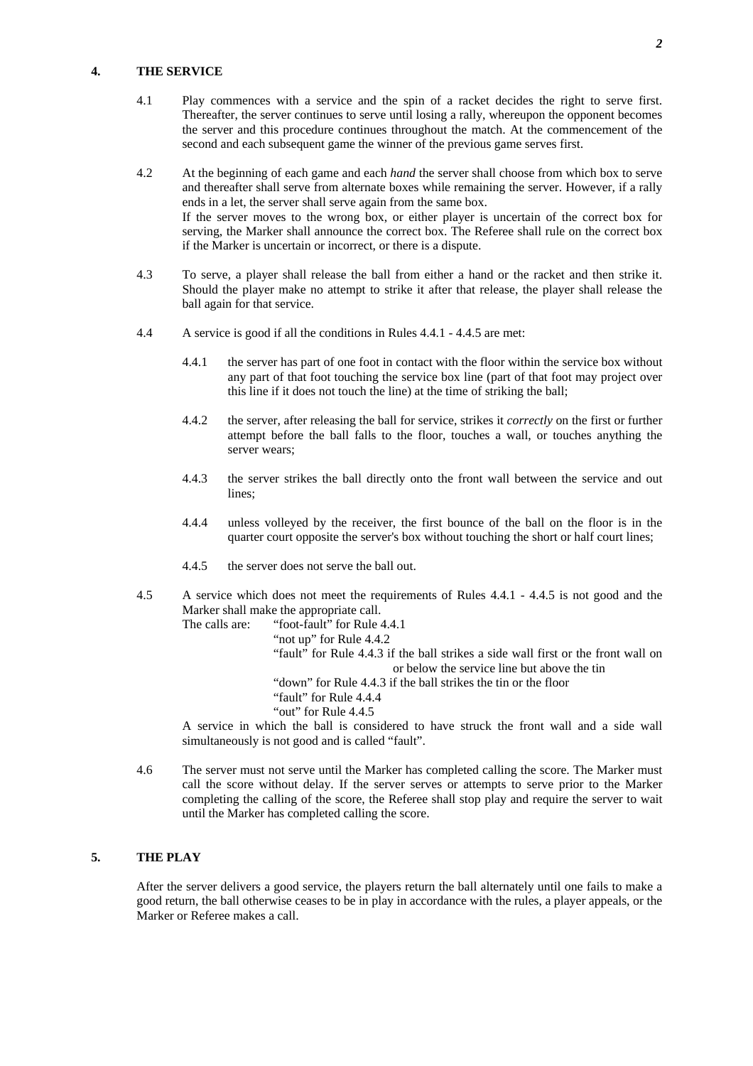## 4. THE SERVICE

4.1 Play commences with a service and the spin of a racket decides the right to serve first. Thereafter, the server continues to serve until losing a rally, whereupon the opponent becomes the server and this procedure continues throughout the match. At the commencement of the second and each subsequent game the winner of the previous game serves first.

4.2 At the beginning of each game and each *hand* the server shall choose from which box to serve and thereafter shall serve from alternate boxes while remaining the server. However, if a rally ends in a let, the server shall serve again from the same box.
If the server moves to the wrong box, or either player is uncertain of the correct box for serving, the Marker shall announce the correct box. The Referee shall rule on the correct box if the Marker is uncertain or incorrect, or there is a dispute.

4.3 To serve, a player shall release the ball from either a hand or the racket and then strike it. Should the player make no attempt to strike it after that release, the player shall release the ball again for that service.

4.4 A service is good if all the conditions in Rules 4.4.1 - 4.4.5 are met:

4.4.1 the server has part of one foot in contact with the floor within the service box without any part of that foot touching the service box line (part of that foot may project over this line if it does not touch the line) at the time of striking the ball;

4.4.2 the server, after releasing the ball for service, strikes it *correctly* on the first or further attempt before the ball falls to the floor, touches a wall, or touches anything the server wears;

4.4.3 the server strikes the ball directly onto the front wall between the service and out lines;

4.4.4 unless volleyed by the receiver, the first bounce of the ball on the floor is in the quarter court opposite the server's box without touching the short or half court lines;

4.4.5 the server does not serve the ball out.

4.5 A service which does not meet the requirements of Rules 4.4.1 - 4.4.5 is not good and the Marker shall make the appropriate call.
The calls are:
- "foot-fault" for Rule 4.4.1
- "not up" for Rule 4.4.2
- "fault" for Rule 4.4.3 if the ball strikes a side wall first or the front wall on or below the service line but above the tin
- "down" for Rule 4.4.3 if the ball strikes the tin or the floor
- "fault" for Rule 4.4.4
- "out" for Rule 4.4.5

A service in which the ball is considered to have struck the front wall and a side wall simultaneously is not good and is called "fault".

4.6 The server must not serve until the Marker has completed calling the score. The Marker must call the score without delay. If the server serves or attempts to serve prior to the Marker completing the calling of the score, the Referee shall stop play and require the server to wait until the Marker has completed calling the score.

## 5. THE PLAY

After the server delivers a good service, the players return the ball alternately until one fails to make a good return, the ball otherwise ceases to be in play in accordance with the rules, a player appeals, or the Marker or Referee makes a call.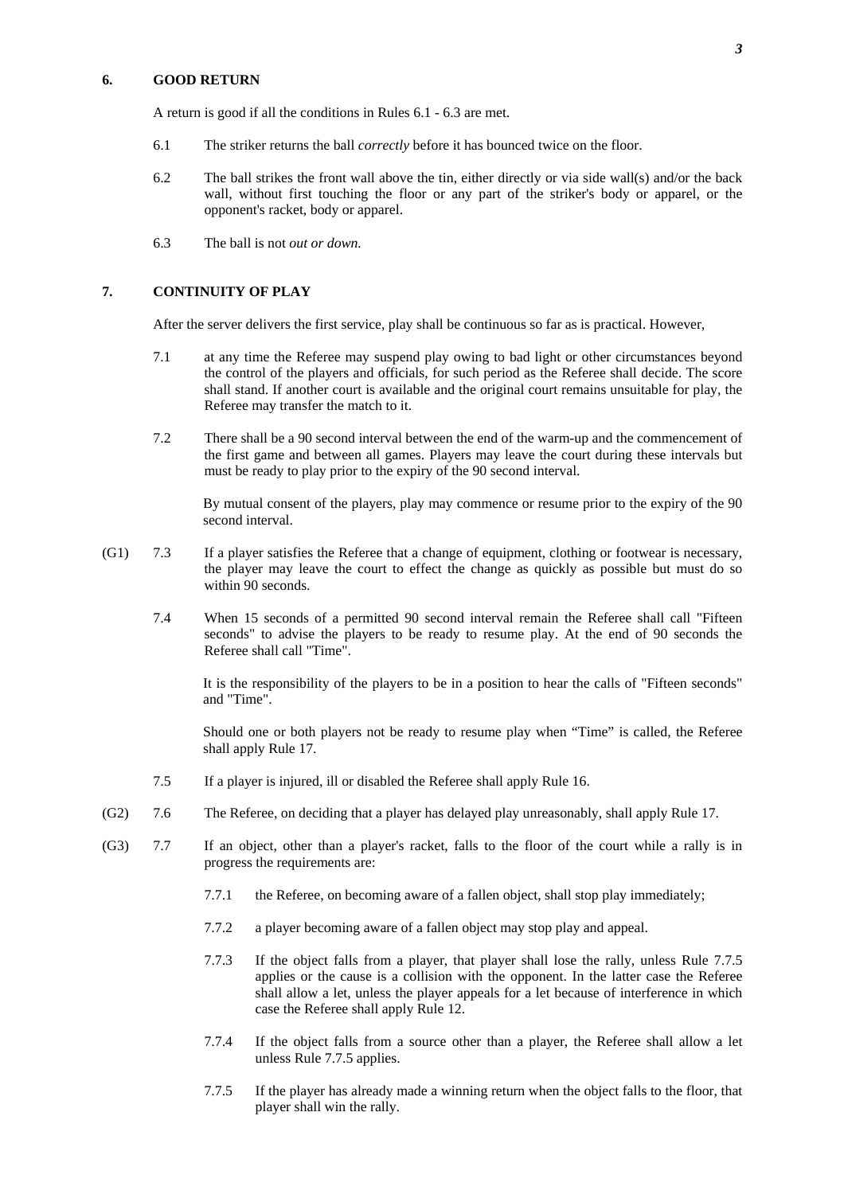## 6. GOOD RETURN

A return is good if all the conditions in Rules 6.1 - 6.3 are met.

6.1 The striker returns the ball *correctly* before it has bounced twice on the floor.

6.2 The ball strikes the front wall above the tin, either directly or via side wall(s) and/or the back wall, without first touching the floor or any part of the striker's body or apparel, or the opponent's racket, body or apparel.

6.3 The ball is not *out or down.*

## 7. CONTINUITY OF PLAY

After the server delivers the first service, play shall be continuous so far as is practical. However,

7.1 at any time the Referee may suspend play owing to bad light or other circumstances beyond the control of the players and officials, for such period as the Referee shall decide. The score shall stand. If another court is available and the original court remains unsuitable for play, the Referee may transfer the match to it.

7.2 There shall be a 90 second interval between the end of the warm-up and the commencement of the first game and between all games. Players may leave the court during these intervals but must be ready to play prior to the expiry of the 90 second interval.

By mutual consent of the players, play may commence or resume prior to the expiry of the 90 second interval.

(G1) 7.3 If a player satisfies the Referee that a change of equipment, clothing or footwear is necessary, the player may leave the court to effect the change as quickly as possible but must do so within 90 seconds.

7.4 When 15 seconds of a permitted 90 second interval remain the Referee shall call "Fifteen seconds" to advise the players to be ready to resume play. At the end of 90 seconds the Referee shall call "Time".

It is the responsibility of the players to be in a position to hear the calls of "Fifteen seconds" and "Time".

Should one or both players not be ready to resume play when "Time" is called, the Referee shall apply Rule 17.

7.5 If a player is injured, ill or disabled the Referee shall apply Rule 16.

(G2) 7.6 The Referee, on deciding that a player has delayed play unreasonably, shall apply Rule 17.

(G3) 7.7 If an object, other than a player's racket, falls to the floor of the court while a rally is in progress the requirements are:

7.7.1 the Referee, on becoming aware of a fallen object, shall stop play immediately;

7.7.2 a player becoming aware of a fallen object may stop play and appeal.

7.7.3 If the object falls from a player, that player shall lose the rally, unless Rule 7.7.5 applies or the cause is a collision with the opponent. In the latter case the Referee shall allow a let, unless the player appeals for a let because of interference in which case the Referee shall apply Rule 12.

7.7.4 If the object falls from a source other than a player, the Referee shall allow a let unless Rule 7.7.5 applies.

7.7.5 If the player has already made a winning return when the object falls to the floor, that player shall win the rally.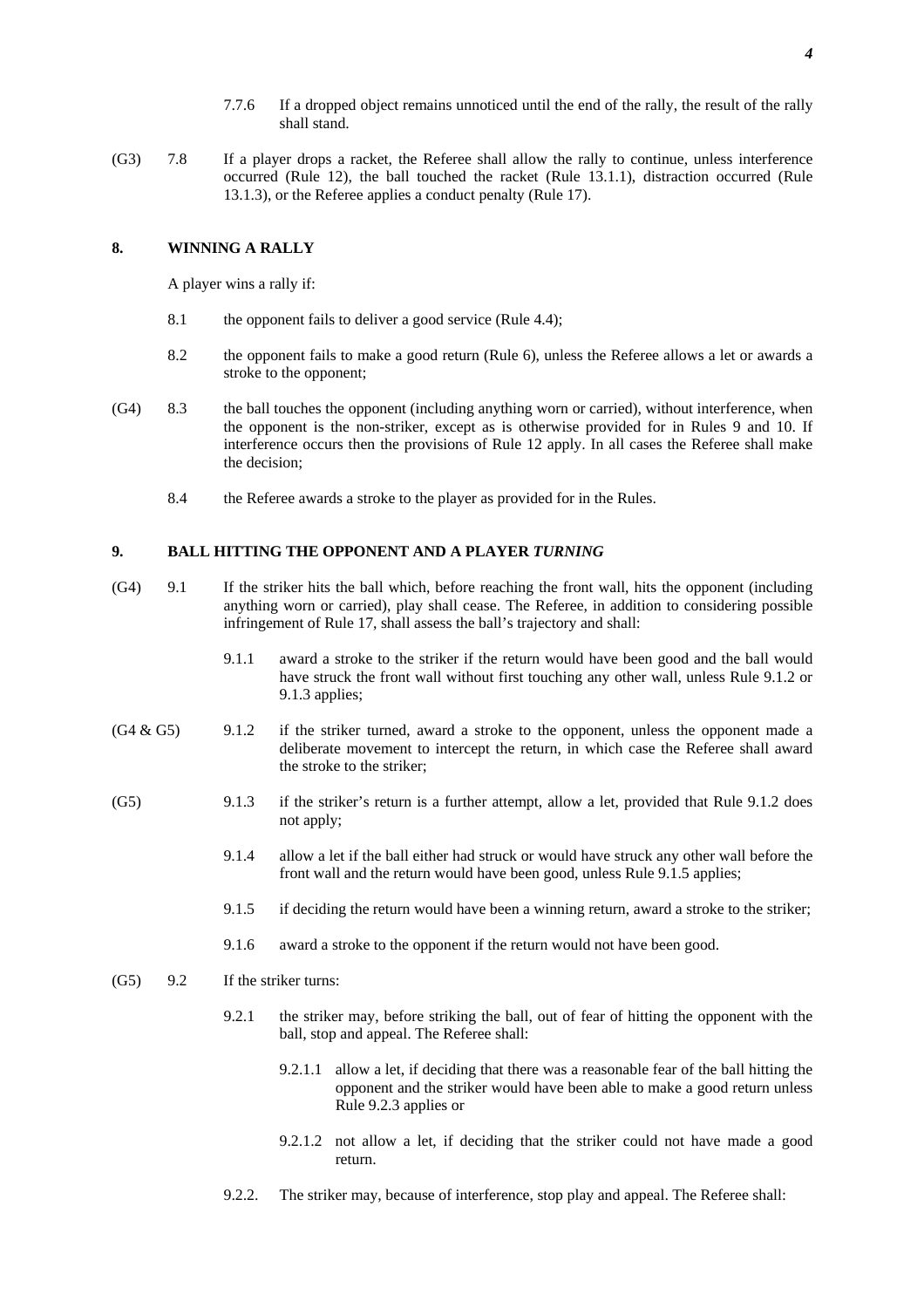7.7.6 If a dropped object remains unnoticed until the end of the rally, the result of the rally shall stand.

(G3) 7.8 If a player drops a racket, the Referee shall allow the rally to continue, unless interference occurred (Rule 12), the ball touched the racket (Rule 13.1.1), distraction occurred (Rule 13.1.3), or the Referee applies a conduct penalty (Rule 17).

## 8. WINNING A RALLY

A player wins a rally if:

8.1 the opponent fails to deliver a good service (Rule 4.4);

8.2 the opponent fails to make a good return (Rule 6), unless the Referee allows a let or awards a stroke to the opponent;

(G4) 8.3 the ball touches the opponent (including anything worn or carried), without interference, when the opponent is the non-striker, except as is otherwise provided for in Rules 9 and 10. If interference occurs then the provisions of Rule 12 apply. In all cases the Referee shall make the decision;

8.4 the Referee awards a stroke to the player as provided for in the Rules.

## 9. BALL HITTING THE OPPONENT AND A PLAYER *TURNING*

(G4) 9.1 If the striker hits the ball which, before reaching the front wall, hits the opponent (including anything worn or carried), play shall cease. The Referee, in addition to considering possible infringement of Rule 17, shall assess the ball's trajectory and shall:

9.1.1 award a stroke to the striker if the return would have been good and the ball would have struck the front wall without first touching any other wall, unless Rule 9.1.2 or 9.1.3 applies;

(G4 & G5) 9.1.2 if the striker turned, award a stroke to the opponent, unless the opponent made a deliberate movement to intercept the return, in which case the Referee shall award the stroke to the striker;

(G5) 9.1.3 if the striker's return is a further attempt, allow a let, provided that Rule 9.1.2 does not apply;

9.1.4 allow a let if the ball either had struck or would have struck any other wall before the front wall and the return would have been good, unless Rule 9.1.5 applies;

9.1.5 if deciding the return would have been a winning return, award a stroke to the striker;

9.1.6 award a stroke to the opponent if the return would not have been good.

(G5) 9.2 If the striker turns:

9.2.1 the striker may, before striking the ball, out of fear of hitting the opponent with the ball, stop and appeal. The Referee shall:

9.2.1.1 allow a let, if deciding that there was a reasonable fear of the ball hitting the opponent and the striker would have been able to make a good return unless Rule 9.2.3 applies or

9.2.1.2 not allow a let, if deciding that the striker could not have made a good return.

9.2.2. The striker may, because of interference, stop play and appeal. The Referee shall: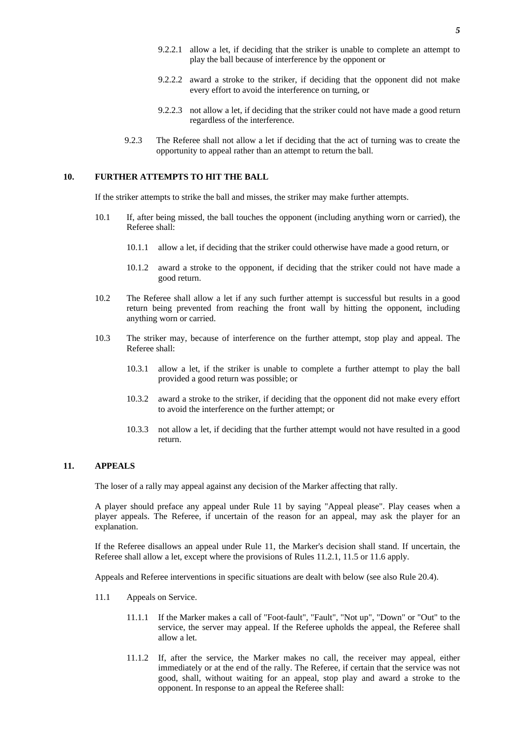9.2.2.1 allow a let, if deciding that the striker is unable to complete an attempt to play the ball because of interference by the opponent or

9.2.2.2 award a stroke to the striker, if deciding that the opponent did not make every effort to avoid the interference on turning, or

9.2.2.3 not allow a let, if deciding that the striker could not have made a good return regardless of the interference.

9.2.3 The Referee shall not allow a let if deciding that the act of turning was to create the opportunity to appeal rather than an attempt to return the ball.

## 10. FURTHER ATTEMPTS TO HIT THE BALL

If the striker attempts to strike the ball and misses, the striker may make further attempts.

10.1 If, after being missed, the ball touches the opponent (including anything worn or carried), the Referee shall:

10.1.1 allow a let, if deciding that the striker could otherwise have made a good return, or

10.1.2 award a stroke to the opponent, if deciding that the striker could not have made a good return.

10.2 The Referee shall allow a let if any such further attempt is successful but results in a good return being prevented from reaching the front wall by hitting the opponent, including anything worn or carried.

10.3 The striker may, because of interference on the further attempt, stop play and appeal. The Referee shall:

10.3.1 allow a let, if the striker is unable to complete a further attempt to play the ball provided a good return was possible; or

10.3.2 award a stroke to the striker, if deciding that the opponent did not make every effort to avoid the interference on the further attempt; or

10.3.3 not allow a let, if deciding that the further attempt would not have resulted in a good return.

## 11. APPEALS

The loser of a rally may appeal against any decision of the Marker affecting that rally.

A player should preface any appeal under Rule 11 by saying "Appeal please". Play ceases when a player appeals. The Referee, if uncertain of the reason for an appeal, may ask the player for an explanation.

If the Referee disallows an appeal under Rule 11, the Marker's decision shall stand. If uncertain, the Referee shall allow a let, except where the provisions of Rules 11.2.1, 11.5 or 11.6 apply.

Appeals and Referee interventions in specific situations are dealt with below (see also Rule 20.4).

11.1 Appeals on Service.

11.1.1 If the Marker makes a call of "Foot-fault", "Fault", "Not up", "Down" or "Out" to the service, the server may appeal. If the Referee upholds the appeal, the Referee shall allow a let.

11.1.2 If, after the service, the Marker makes no call, the receiver may appeal, either immediately or at the end of the rally. The Referee, if certain that the service was not good, shall, without waiting for an appeal, stop play and award a stroke to the opponent. In response to an appeal the Referee shall: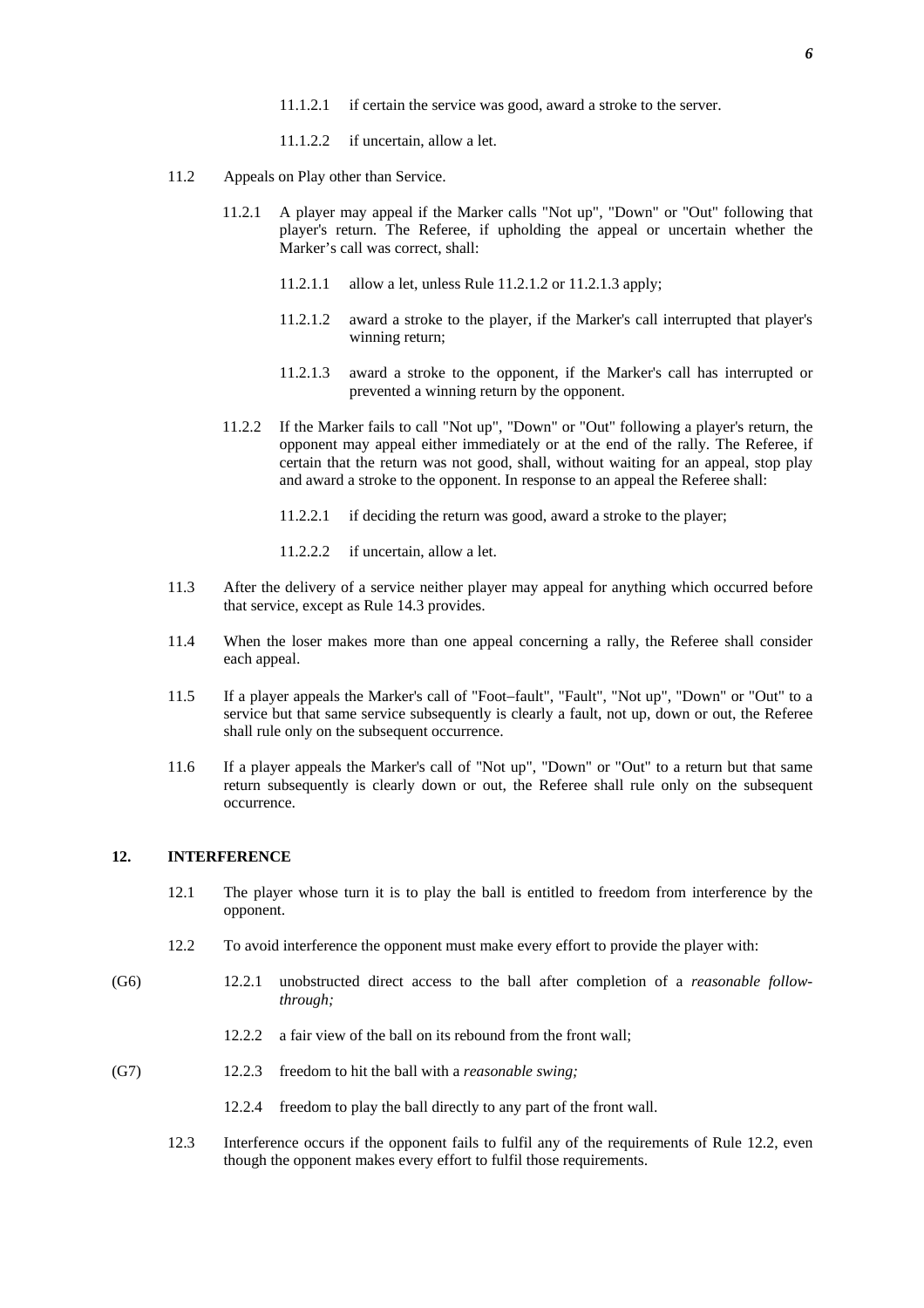11.1.2.1 if certain the service was good, award a stroke to the server.

11.1.2.2 if uncertain, allow a let.

11.2 Appeals on Play other than Service.

11.2.1 A player may appeal if the Marker calls "Not up", "Down" or "Out" following that player's return. The Referee, if upholding the appeal or uncertain whether the Marker's call was correct, shall:

11.2.1.1 allow a let, unless Rule 11.2.1.2 or 11.2.1.3 apply;

11.2.1.2 award a stroke to the player, if the Marker's call interrupted that player's winning return;

11.2.1.3 award a stroke to the opponent, if the Marker's call has interrupted or prevented a winning return by the opponent.

11.2.2 If the Marker fails to call "Not up", "Down" or "Out" following a player's return, the opponent may appeal either immediately or at the end of the rally. The Referee, if certain that the return was not good, shall, without waiting for an appeal, stop play and award a stroke to the opponent. In response to an appeal the Referee shall:

11.2.2.1 if deciding the return was good, award a stroke to the player;

11.2.2.2 if uncertain, allow a let.

11.3 After the delivery of a service neither player may appeal for anything which occurred before that service, except as Rule 14.3 provides.

11.4 When the loser makes more than one appeal concerning a rally, the Referee shall consider each appeal.

11.5 If a player appeals the Marker's call of "Foot–fault", "Fault", "Not up", "Down" or "Out" to a service but that same service subsequently is clearly a fault, not up, down or out, the Referee shall rule only on the subsequent occurrence.

11.6 If a player appeals the Marker's call of "Not up", "Down" or "Out" to a return but that same return subsequently is clearly down or out, the Referee shall rule only on the subsequent occurrence.

## 12. INTERFERENCE

12.1 The player whose turn it is to play the ball is entitled to freedom from interference by the opponent.

12.2 To avoid interference the opponent must make every effort to provide the player with:

(G6) 12.2.1 unobstructed direct access to the ball after completion of a *reasonable follow-through;*

12.2.2 a fair view of the ball on its rebound from the front wall;

(G7) 12.2.3 freedom to hit the ball with a *reasonable swing;*

12.2.4 freedom to play the ball directly to any part of the front wall.

12.3 Interference occurs if the opponent fails to fulfil any of the requirements of Rule 12.2, even though the opponent makes every effort to fulfil those requirements.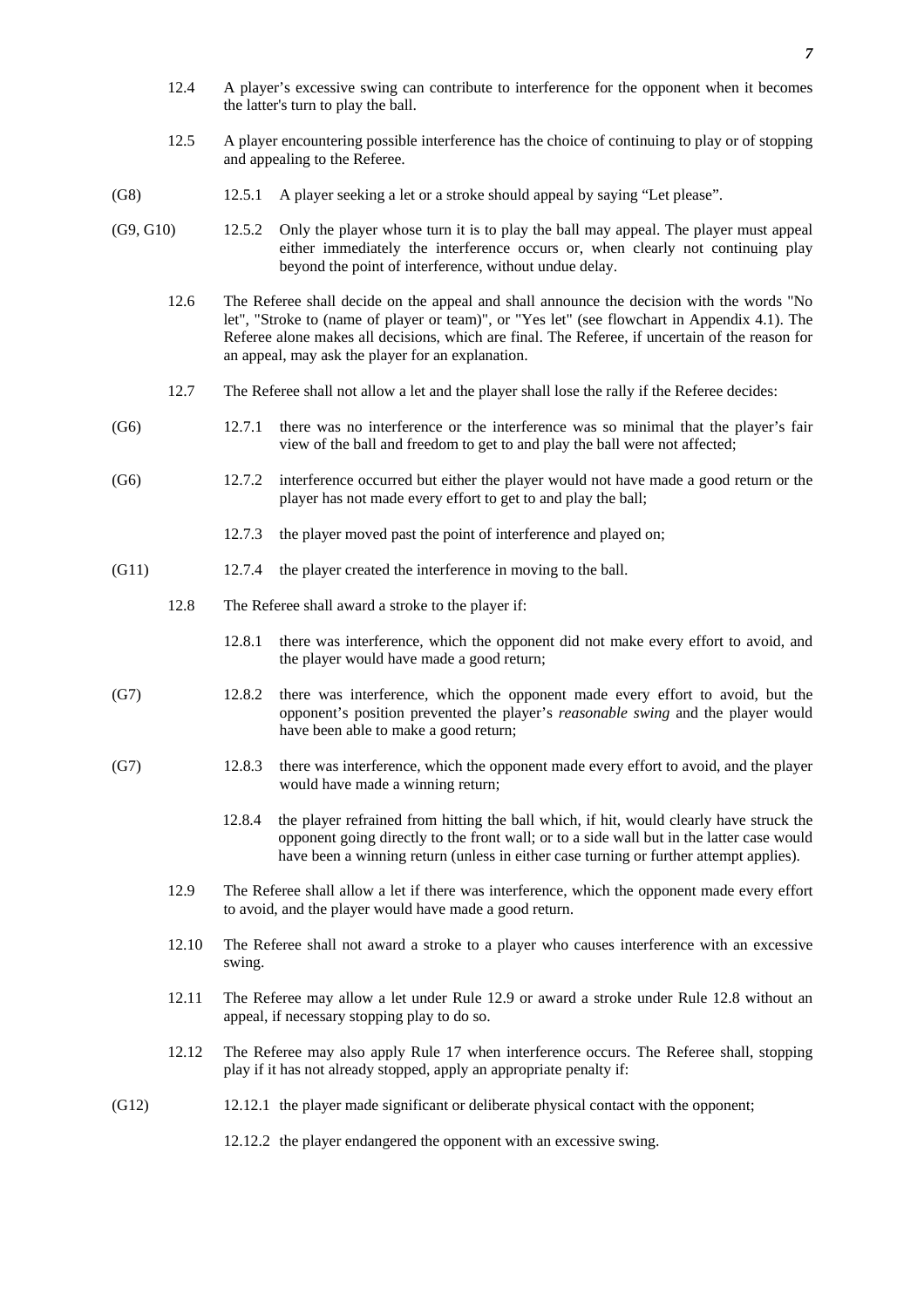12.4 A player's excessive swing can contribute to interference for the opponent when it becomes the latter's turn to play the ball.

12.5 A player encountering possible interference has the choice of continuing to play or of stopping and appealing to the Referee.

(G8) 12.5.1 A player seeking a let or a stroke should appeal by saying "Let please".

(G9, G10) 12.5.2 Only the player whose turn it is to play the ball may appeal. The player must appeal either immediately the interference occurs or, when clearly not continuing play beyond the point of interference, without undue delay.

12.6 The Referee shall decide on the appeal and shall announce the decision with the words "No let", "Stroke to (name of player or team)", or "Yes let" (see flowchart in Appendix 4.1). The Referee alone makes all decisions, which are final. The Referee, if uncertain of the reason for an appeal, may ask the player for an explanation.

12.7 The Referee shall not allow a let and the player shall lose the rally if the Referee decides:

(G6) 12.7.1 there was no interference or the interference was so minimal that the player's fair view of the ball and freedom to get to and play the ball were not affected;

(G6) 12.7.2 interference occurred but either the player would not have made a good return or the player has not made every effort to get to and play the ball;

12.7.3 the player moved past the point of interference and played on;

(G11) 12.7.4 the player created the interference in moving to the ball.

12.8 The Referee shall award a stroke to the player if:

12.8.1 there was interference, which the opponent did not make every effort to avoid, and the player would have made a good return;

(G7) 12.8.2 there was interference, which the opponent made every effort to avoid, but the opponent's position prevented the player's *reasonable swing* and the player would have been able to make a good return;

(G7) 12.8.3 there was interference, which the opponent made every effort to avoid, and the player would have made a winning return;

12.8.4 the player refrained from hitting the ball which, if hit, would clearly have struck the opponent going directly to the front wall; or to a side wall but in the latter case would have been a winning return (unless in either case turning or further attempt applies).

12.9 The Referee shall allow a let if there was interference, which the opponent made every effort to avoid, and the player would have made a good return.

12.10 The Referee shall not award a stroke to a player who causes interference with an excessive swing.

12.11 The Referee may allow a let under Rule 12.9 or award a stroke under Rule 12.8 without an appeal, if necessary stopping play to do so.

12.12 The Referee may also apply Rule 17 when interference occurs. The Referee shall, stopping play if it has not already stopped, apply an appropriate penalty if:

(G12) 12.12.1 the player made significant or deliberate physical contact with the opponent;

12.12.2 the player endangered the opponent with an excessive swing.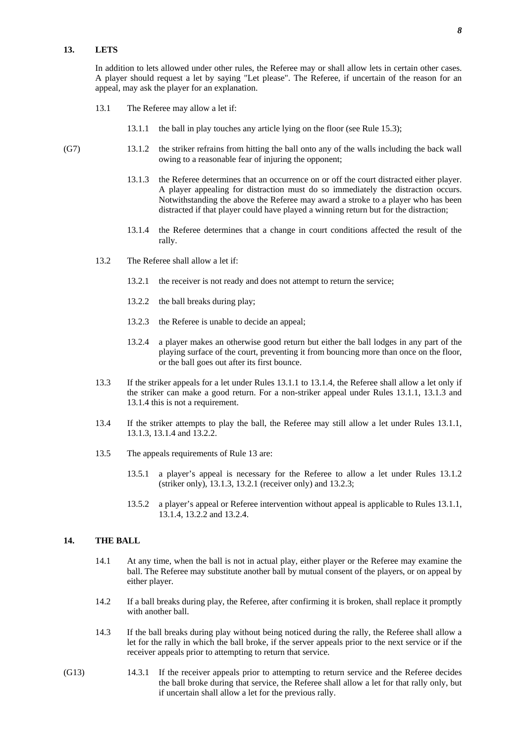## 13. LETS

In addition to lets allowed under other rules, the Referee may or shall allow lets in certain other cases. A player should request a let by saying "Let please". The Referee, if uncertain of the reason for an appeal, may ask the player for an explanation.

13.1 The Referee may allow a let if:

13.1.1 the ball in play touches any article lying on the floor (see Rule 15.3);

(G7) 13.1.2 the striker refrains from hitting the ball onto any of the walls including the back wall owing to a reasonable fear of injuring the opponent;

13.1.3 the Referee determines that an occurrence on or off the court distracted either player. A player appealing for distraction must do so immediately the distraction occurs. Notwithstanding the above the Referee may award a stroke to a player who has been distracted if that player could have played a winning return but for the distraction;

13.1.4 the Referee determines that a change in court conditions affected the result of the rally.

13.2 The Referee shall allow a let if:

13.2.1 the receiver is not ready and does not attempt to return the service;

13.2.2 the ball breaks during play;

13.2.3 the Referee is unable to decide an appeal;

13.2.4 a player makes an otherwise good return but either the ball lodges in any part of the playing surface of the court, preventing it from bouncing more than once on the floor, or the ball goes out after its first bounce.

13.3 If the striker appeals for a let under Rules 13.1.1 to 13.1.4, the Referee shall allow a let only if the striker can make a good return. For a non-striker appeal under Rules 13.1.1, 13.1.3 and 13.1.4 this is not a requirement.

13.4 If the striker attempts to play the ball, the Referee may still allow a let under Rules 13.1.1, 13.1.3, 13.1.4 and 13.2.2.

13.5 The appeals requirements of Rule 13 are:

13.5.1 a player's appeal is necessary for the Referee to allow a let under Rules 13.1.2 (striker only), 13.1.3, 13.2.1 (receiver only) and 13.2.3;

13.5.2 a player's appeal or Referee intervention without appeal is applicable to Rules 13.1.1, 13.1.4, 13.2.2 and 13.2.4.

## 14. THE BALL

14.1 At any time, when the ball is not in actual play, either player or the Referee may examine the ball. The Referee may substitute another ball by mutual consent of the players, or on appeal by either player.

14.2 If a ball breaks during play, the Referee, after confirming it is broken, shall replace it promptly with another ball.

14.3 If the ball breaks during play without being noticed during the rally, the Referee shall allow a let for the rally in which the ball broke, if the server appeals prior to the next service or if the receiver appeals prior to attempting to return that service.

(G13) 14.3.1 If the receiver appeals prior to attempting to return service and the Referee decides the ball broke during that service, the Referee shall allow a let for that rally only, but if uncertain shall allow a let for the previous rally.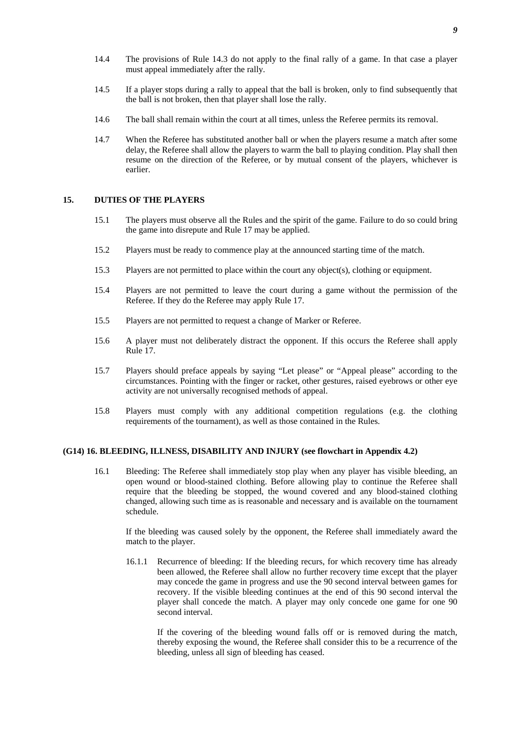14.4 The provisions of Rule 14.3 do not apply to the final rally of a game. In that case a player must appeal immediately after the rally.

14.5 If a player stops during a rally to appeal that the ball is broken, only to find subsequently that the ball is not broken, then that player shall lose the rally.

14.6 The ball shall remain within the court at all times, unless the Referee permits its removal.

14.7 When the Referee has substituted another ball or when the players resume a match after some delay, the Referee shall allow the players to warm the ball to playing condition. Play shall then resume on the direction of the Referee, or by mutual consent of the players, whichever is earlier.

## 15. DUTIES OF THE PLAYERS

15.1 The players must observe all the Rules and the spirit of the game. Failure to do so could bring the game into disrepute and Rule 17 may be applied.

15.2 Players must be ready to commence play at the announced starting time of the match.

15.3 Players are not permitted to place within the court any object(s), clothing or equipment.

15.4 Players are not permitted to leave the court during a game without the permission of the Referee. If they do the Referee may apply Rule 17.

15.5 Players are not permitted to request a change of Marker or Referee.

15.6 A player must not deliberately distract the opponent. If this occurs the Referee shall apply Rule 17.

15.7 Players should preface appeals by saying "Let please" or "Appeal please" according to the circumstances. Pointing with the finger or racket, other gestures, raised eyebrows or other eye activity are not universally recognised methods of appeal.

15.8 Players must comply with any additional competition regulations (e.g. the clothing requirements of the tournament), as well as those contained in the Rules.

## (G14) 16. BLEEDING, ILLNESS, DISABILITY AND INJURY (see flowchart in Appendix 4.2)

16.1 Bleeding: The Referee shall immediately stop play when any player has visible bleeding, an open wound or blood-stained clothing. Before allowing play to continue the Referee shall require that the bleeding be stopped, the wound covered and any blood-stained clothing changed, allowing such time as is reasonable and necessary and is available on the tournament schedule.

If the bleeding was caused solely by the opponent, the Referee shall immediately award the match to the player.

16.1.1 Recurrence of bleeding: If the bleeding recurs, for which recovery time has already been allowed, the Referee shall allow no further recovery time except that the player may concede the game in progress and use the 90 second interval between games for recovery. If the visible bleeding continues at the end of this 90 second interval the player shall concede the match. A player may only concede one game for one 90 second interval.

If the covering of the bleeding wound falls off or is removed during the match, thereby exposing the wound, the Referee shall consider this to be a recurrence of the bleeding, unless all sign of bleeding has ceased.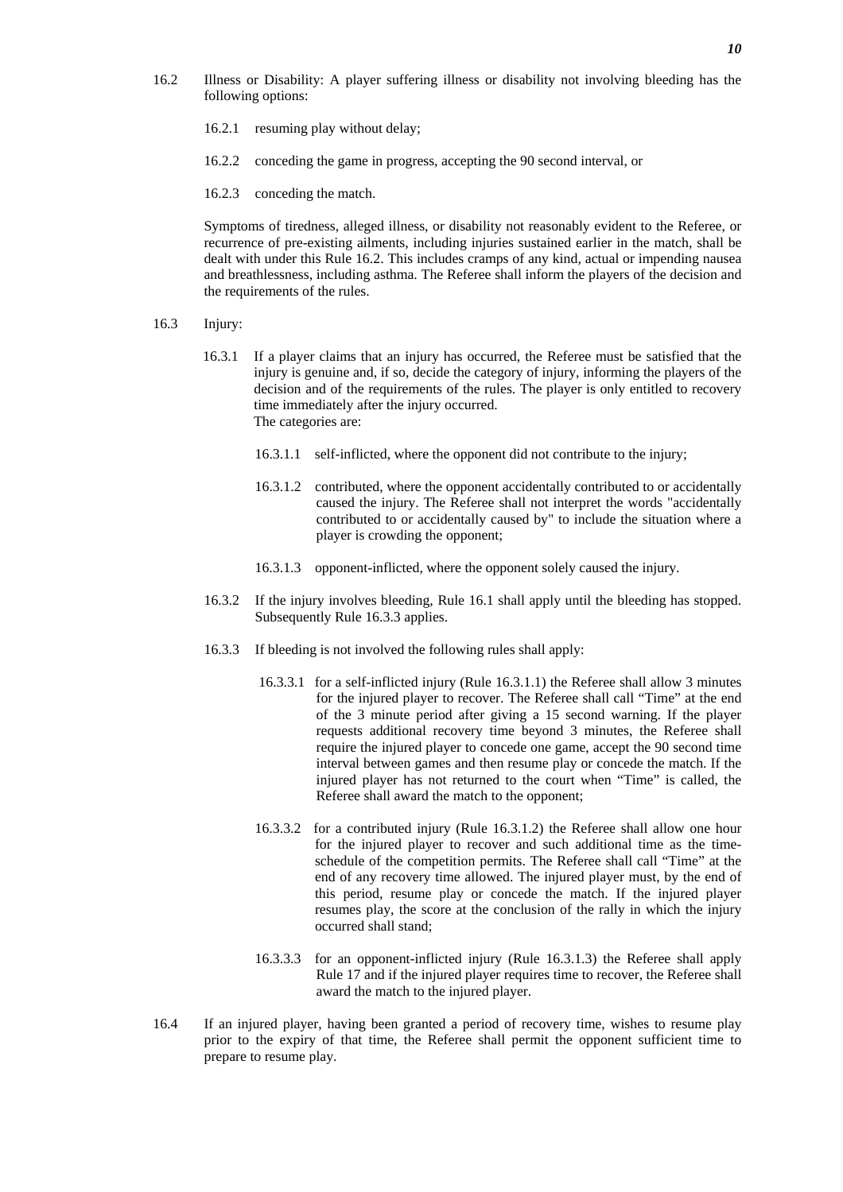16.2 Illness or Disability: A player suffering illness or disability not involving bleeding has the following options:

- 16.2.1 resuming play without delay;
- 16.2.2 conceding the game in progress, accepting the 90 second interval, or
- 16.2.3 conceding the match.

Symptoms of tiredness, alleged illness, or disability not reasonably evident to the Referee, or recurrence of pre-existing ailments, including injuries sustained earlier in the match, shall be dealt with under this Rule 16.2. This includes cramps of any kind, actual or impending nausea and breathlessness, including asthma. The Referee shall inform the players of the decision and the requirements of the rules.

16.3 Injury:

16.3.1 If a player claims that an injury has occurred, the Referee must be satisfied that the injury is genuine and, if so, decide the category of injury, informing the players of the decision and of the requirements of the rules. The player is only entitled to recovery time immediately after the injury occurred.
The categories are:

- 16.3.1.1 self-inflicted, where the opponent did not contribute to the injury;
- 16.3.1.2 contributed, where the opponent accidentally contributed to or accidentally caused the injury. The Referee shall not interpret the words "accidentally contributed to or accidentally caused by" to include the situation where a player is crowding the opponent;
- 16.3.1.3 opponent-inflicted, where the opponent solely caused the injury.

16.3.2 If the injury involves bleeding, Rule 16.1 shall apply until the bleeding has stopped. Subsequently Rule 16.3.3 applies.

16.3.3 If bleeding is not involved the following rules shall apply:

- 16.3.3.1 for a self-inflicted injury (Rule 16.3.1.1) the Referee shall allow 3 minutes for the injured player to recover. The Referee shall call "Time" at the end of the 3 minute period after giving a 15 second warning. If the player requests additional recovery time beyond 3 minutes, the Referee shall require the injured player to concede one game, accept the 90 second time interval between games and then resume play or concede the match. If the injured player has not returned to the court when "Time" is called, the Referee shall award the match to the opponent;
- 16.3.3.2 for a contributed injury (Rule 16.3.1.2) the Referee shall allow one hour for the injured player to recover and such additional time as the time-schedule of the competition permits. The Referee shall call "Time" at the end of any recovery time allowed. The injured player must, by the end of this period, resume play or concede the match. If the injured player resumes play, the score at the conclusion of the rally in which the injury occurred shall stand;
- 16.3.3.3 for an opponent-inflicted injury (Rule 16.3.1.3) the Referee shall apply Rule 17 and if the injured player requires time to recover, the Referee shall award the match to the injured player.

16.4 If an injured player, having been granted a period of recovery time, wishes to resume play prior to the expiry of that time, the Referee shall permit the opponent sufficient time to prepare to resume play.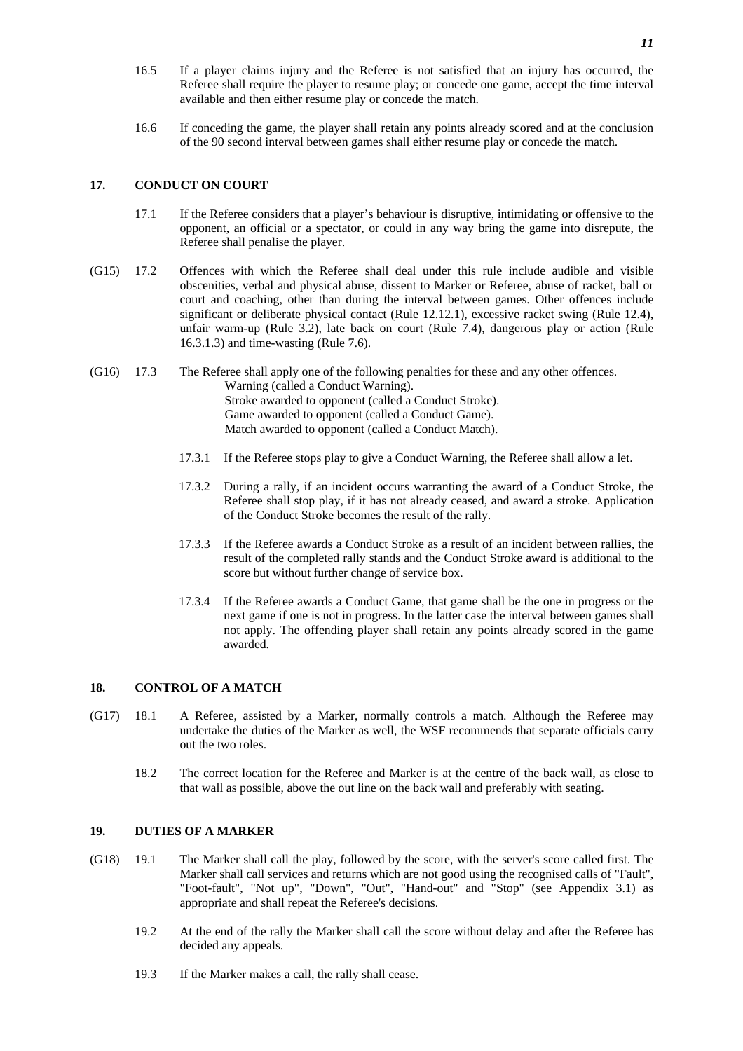16.5 If a player claims injury and the Referee is not satisfied that an injury has occurred, the Referee shall require the player to resume play; or concede one game, accept the time interval available and then either resume play or concede the match.

16.6 If conceding the game, the player shall retain any points already scored and at the conclusion of the 90 second interval between games shall either resume play or concede the match.

## 17. CONDUCT ON COURT

17.1 If the Referee considers that a player's behaviour is disruptive, intimidating or offensive to the opponent, an official or a spectator, or could in any way bring the game into disrepute, the Referee shall penalise the player.

(G15) 17.2 Offences with which the Referee shall deal under this rule include audible and visible obscenities, verbal and physical abuse, dissent to Marker or Referee, abuse of racket, ball or court and coaching, other than during the interval between games. Other offences include significant or deliberate physical contact (Rule 12.12.1), excessive racket swing (Rule 12.4), unfair warm-up (Rule 3.2), late back on court (Rule 7.4), dangerous play or action (Rule 16.3.1.3) and time-wasting (Rule 7.6).

(G16) 17.3 The Referee shall apply one of the following penalties for these and any other offences.

Warning (called a Conduct Warning).
Stroke awarded to opponent (called a Conduct Stroke).
Game awarded to opponent (called a Conduct Game).
Match awarded to opponent (called a Conduct Match).

17.3.1 If the Referee stops play to give a Conduct Warning, the Referee shall allow a let.

17.3.2 During a rally, if an incident occurs warranting the award of a Conduct Stroke, the Referee shall stop play, if it has not already ceased, and award a stroke. Application of the Conduct Stroke becomes the result of the rally.

17.3.3 If the Referee awards a Conduct Stroke as a result of an incident between rallies, the result of the completed rally stands and the Conduct Stroke award is additional to the score but without further change of service box.

17.3.4 If the Referee awards a Conduct Game, that game shall be the one in progress or the next game if one is not in progress. In the latter case the interval between games shall not apply. The offending player shall retain any points already scored in the game awarded.

## 18. CONTROL OF A MATCH

(G17) 18.1 A Referee, assisted by a Marker, normally controls a match. Although the Referee may undertake the duties of the Marker as well, the WSF recommends that separate officials carry out the two roles.

18.2 The correct location for the Referee and Marker is at the centre of the back wall, as close to that wall as possible, above the out line on the back wall and preferably with seating.

## 19. DUTIES OF A MARKER

(G18) 19.1 The Marker shall call the play, followed by the score, with the server's score called first. The Marker shall call services and returns which are not good using the recognised calls of "Fault", "Foot-fault", "Not up", "Down", "Out", "Hand-out" and "Stop" (see Appendix 3.1) as appropriate and shall repeat the Referee's decisions.

19.2 At the end of the rally the Marker shall call the score without delay and after the Referee has decided any appeals.

19.3 If the Marker makes a call, the rally shall cease.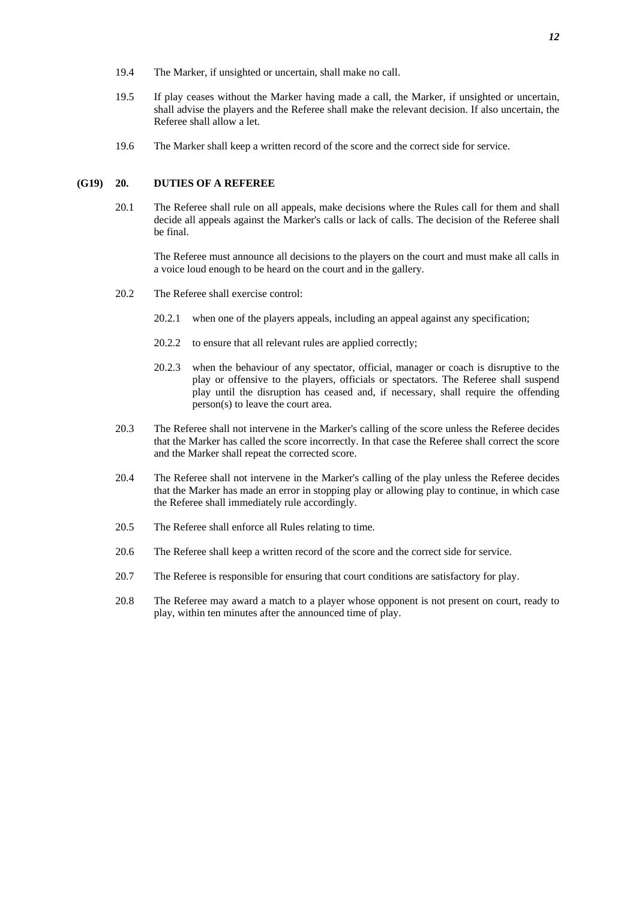19.4 The Marker, if unsighted or uncertain, shall make no call.

19.5 If play ceases without the Marker having made a call, the Marker, if unsighted or uncertain, shall advise the players and the Referee shall make the relevant decision. If also uncertain, the Referee shall allow a let.

19.6 The Marker shall keep a written record of the score and the correct side for service.

## (G19) 20. DUTIES OF A REFEREE

20.1 The Referee shall rule on all appeals, make decisions where the Rules call for them and shall decide all appeals against the Marker's calls or lack of calls. The decision of the Referee shall be final.

The Referee must announce all decisions to the players on the court and must make all calls in a voice loud enough to be heard on the court and in the gallery.

20.2 The Referee shall exercise control:

20.2.1 when one of the players appeals, including an appeal against any specification;

20.2.2 to ensure that all relevant rules are applied correctly;

20.2.3 when the behaviour of any spectator, official, manager or coach is disruptive to the play or offensive to the players, officials or spectators. The Referee shall suspend play until the disruption has ceased and, if necessary, shall require the offending person(s) to leave the court area.

20.3 The Referee shall not intervene in the Marker's calling of the score unless the Referee decides that the Marker has called the score incorrectly. In that case the Referee shall correct the score and the Marker shall repeat the corrected score.

20.4 The Referee shall not intervene in the Marker's calling of the play unless the Referee decides that the Marker has made an error in stopping play or allowing play to continue, in which case the Referee shall immediately rule accordingly.

20.5 The Referee shall enforce all Rules relating to time.

20.6 The Referee shall keep a written record of the score and the correct side for service.

20.7 The Referee is responsible for ensuring that court conditions are satisfactory for play.

20.8 The Referee may award a match to a player whose opponent is not present on court, ready to play, within ten minutes after the announced time of play.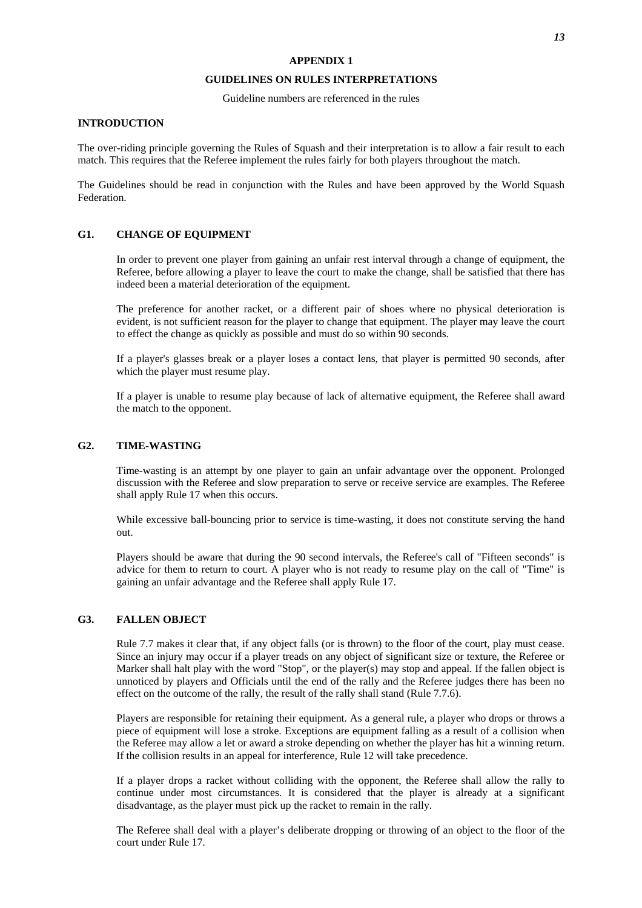# APPENDIX 1

## GUIDELINES ON RULES INTERPRETATIONS

Guideline numbers are referenced in the rules

### INTRODUCTION

The over-riding principle governing the Rules of Squash and their interpretation is to allow a fair result to each match. This requires that the Referee implement the rules fairly for both players throughout the match.

The Guidelines should be read in conjunction with the Rules and have been approved by the World Squash Federation.

### G1. CHANGE OF EQUIPMENT

In order to prevent one player from gaining an unfair rest interval through a change of equipment, the Referee, before allowing a player to leave the court to make the change, shall be satisfied that there has indeed been a material deterioration of the equipment.

The preference for another racket, or a different pair of shoes where no physical deterioration is evident, is not sufficient reason for the player to change that equipment. The player may leave the court to effect the change as quickly as possible and must do so within 90 seconds.

If a player's glasses break or a player loses a contact lens, that player is permitted 90 seconds, after which the player must resume play.

If a player is unable to resume play because of lack of alternative equipment, the Referee shall award the match to the opponent.

### G2. TIME-WASTING

Time-wasting is an attempt by one player to gain an unfair advantage over the opponent. Prolonged discussion with the Referee and slow preparation to serve or receive service are examples. The Referee shall apply Rule 17 when this occurs.

While excessive ball-bouncing prior to service is time-wasting, it does not constitute serving the hand out.

Players should be aware that during the 90 second intervals, the Referee's call of "Fifteen seconds" is advice for them to return to court. A player who is not ready to resume play on the call of "Time" is gaining an unfair advantage and the Referee shall apply Rule 17.

### G3. FALLEN OBJECT

Rule 7.7 makes it clear that, if any object falls (or is thrown) to the floor of the court, play must cease. Since an injury may occur if a player treads on any object of significant size or texture, the Referee or Marker shall halt play with the word "Stop", or the player(s) may stop and appeal. If the fallen object is unnoticed by players and Officials until the end of the rally and the Referee judges there has been no effect on the outcome of the rally, the result of the rally shall stand (Rule 7.7.6).

Players are responsible for retaining their equipment. As a general rule, a player who drops or throws a piece of equipment will lose a stroke. Exceptions are equipment falling as a result of a collision when the Referee may allow a let or award a stroke depending on whether the player has hit a winning return. If the collision results in an appeal for interference, Rule 12 will take precedence.

If a player drops a racket without colliding with the opponent, the Referee shall allow the rally to continue under most circumstances. It is considered that the player is already at a significant disadvantage, as the player must pick up the racket to remain in the rally.

The Referee shall deal with a player's deliberate dropping or throwing of an object to the floor of the court under Rule 17.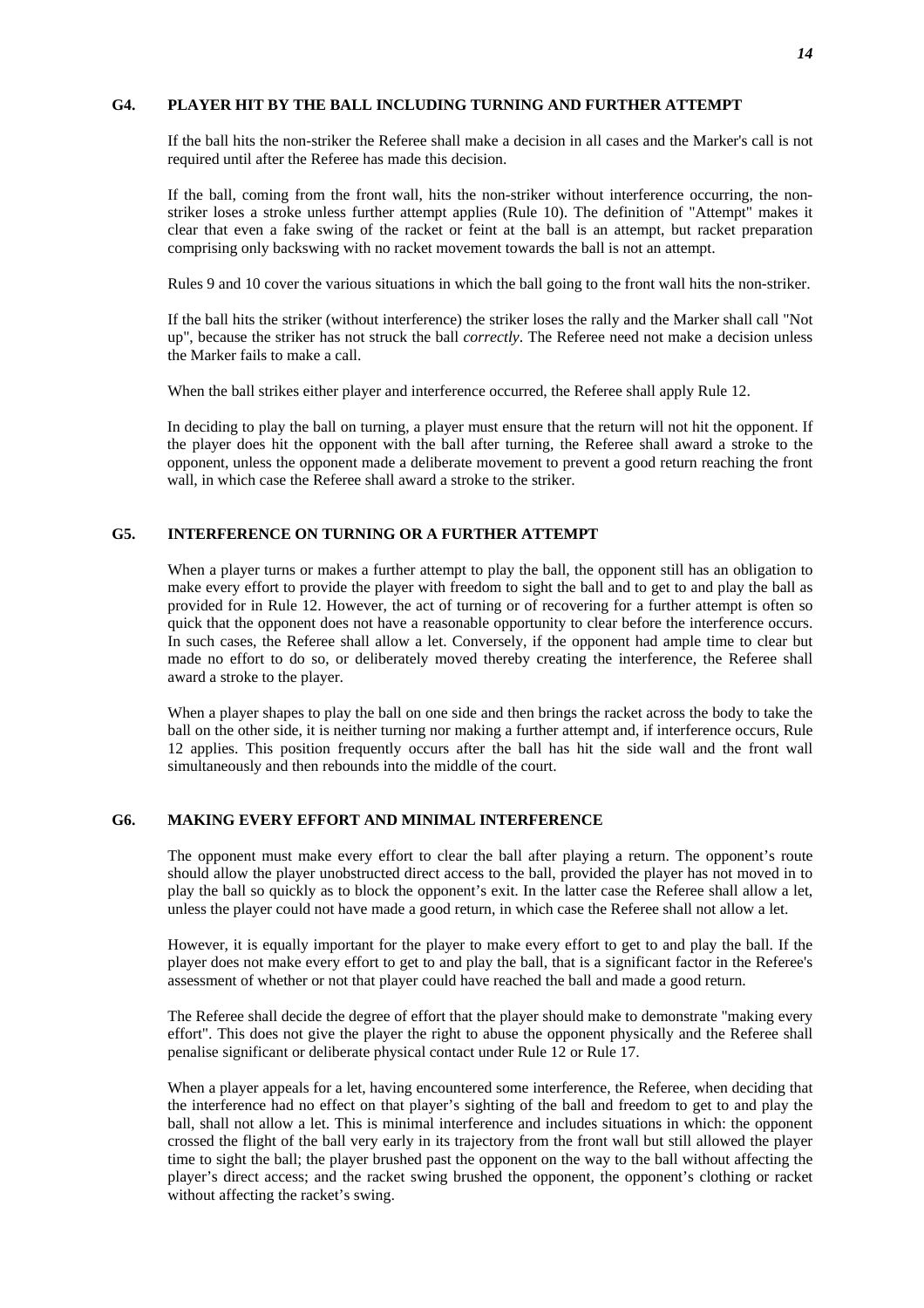## G4. PLAYER HIT BY THE BALL INCLUDING TURNING AND FURTHER ATTEMPT

If the ball hits the non-striker the Referee shall make a decision in all cases and the Marker's call is not required until after the Referee has made this decision.

If the ball, coming from the front wall, hits the non-striker without interference occurring, the non-striker loses a stroke unless further attempt applies (Rule 10). The definition of "Attempt" makes it clear that even a fake swing of the racket or feint at the ball is an attempt, but racket preparation comprising only backswing with no racket movement towards the ball is not an attempt.

Rules 9 and 10 cover the various situations in which the ball going to the front wall hits the non-striker.

If the ball hits the striker (without interference) the striker loses the rally and the Marker shall call "Not up", because the striker has not struck the ball *correctly*. The Referee need not make a decision unless the Marker fails to make a call.

When the ball strikes either player and interference occurred, the Referee shall apply Rule 12.

In deciding to play the ball on turning, a player must ensure that the return will not hit the opponent. If the player does hit the opponent with the ball after turning, the Referee shall award a stroke to the opponent, unless the opponent made a deliberate movement to prevent a good return reaching the front wall, in which case the Referee shall award a stroke to the striker.

## G5. INTERFERENCE ON TURNING OR A FURTHER ATTEMPT

When a player turns or makes a further attempt to play the ball, the opponent still has an obligation to make every effort to provide the player with freedom to sight the ball and to get to and play the ball as provided for in Rule 12. However, the act of turning or of recovering for a further attempt is often so quick that the opponent does not have a reasonable opportunity to clear before the interference occurs. In such cases, the Referee shall allow a let. Conversely, if the opponent had ample time to clear but made no effort to do so, or deliberately moved thereby creating the interference, the Referee shall award a stroke to the player.

When a player shapes to play the ball on one side and then brings the racket across the body to take the ball on the other side, it is neither turning nor making a further attempt and, if interference occurs, Rule 12 applies. This position frequently occurs after the ball has hit the side wall and the front wall simultaneously and then rebounds into the middle of the court.

## G6. MAKING EVERY EFFORT AND MINIMAL INTERFERENCE

The opponent must make every effort to clear the ball after playing a return. The opponent's route should allow the player unobstructed direct access to the ball, provided the player has not moved in to play the ball so quickly as to block the opponent's exit. In the latter case the Referee shall allow a let, unless the player could not have made a good return, in which case the Referee shall not allow a let.

However, it is equally important for the player to make every effort to get to and play the ball. If the player does not make every effort to get to and play the ball, that is a significant factor in the Referee's assessment of whether or not that player could have reached the ball and made a good return.

The Referee shall decide the degree of effort that the player should make to demonstrate "making every effort". This does not give the player the right to abuse the opponent physically and the Referee shall penalise significant or deliberate physical contact under Rule 12 or Rule 17.

When a player appeals for a let, having encountered some interference, the Referee, when deciding that the interference had no effect on that player's sighting of the ball and freedom to get to and play the ball, shall not allow a let. This is minimal interference and includes situations in which: the opponent crossed the flight of the ball very early in its trajectory from the front wall but still allowed the player time to sight the ball; the player brushed past the opponent on the way to the ball without affecting the player's direct access; and the racket swing brushed the opponent, the opponent's clothing or racket without affecting the racket's swing.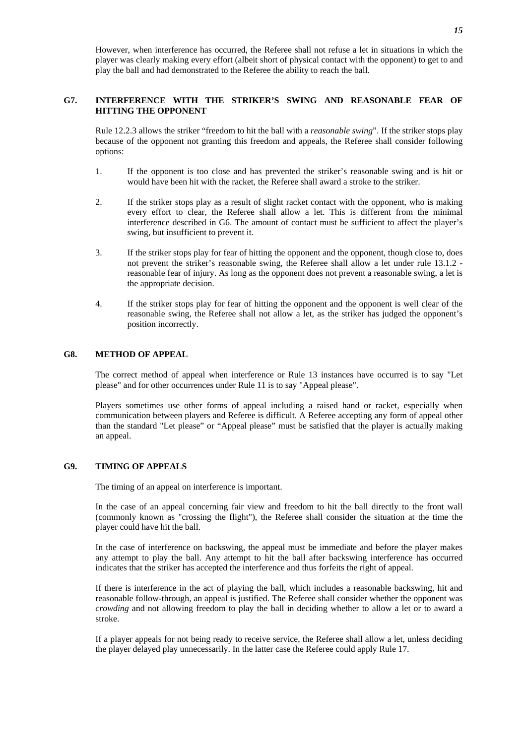However, when interference has occurred, the Referee shall not refuse a let in situations in which the player was clearly making every effort (albeit short of physical contact with the opponent) to get to and play the ball and had demonstrated to the Referee the ability to reach the ball.

## G7. INTERFERENCE WITH THE STRIKER'S SWING AND REASONABLE FEAR OF HITTING THE OPPONENT

Rule 12.2.3 allows the striker "freedom to hit the ball with a *reasonable swing*". If the striker stops play because of the opponent not granting this freedom and appeals, the Referee shall consider following options:

1. If the opponent is too close and has prevented the striker's reasonable swing and is hit or would have been hit with the racket, the Referee shall award a stroke to the striker.

2. If the striker stops play as a result of slight racket contact with the opponent, who is making every effort to clear, the Referee shall allow a let. This is different from the minimal interference described in G6. The amount of contact must be sufficient to affect the player's swing, but insufficient to prevent it.

3. If the striker stops play for fear of hitting the opponent and the opponent, though close to, does not prevent the striker's reasonable swing, the Referee shall allow a let under rule 13.1.2 - reasonable fear of injury. As long as the opponent does not prevent a reasonable swing, a let is the appropriate decision.

4. If the striker stops play for fear of hitting the opponent and the opponent is well clear of the reasonable swing, the Referee shall not allow a let, as the striker has judged the opponent's position incorrectly.

## G8. METHOD OF APPEAL

The correct method of appeal when interference or Rule 13 instances have occurred is to say "Let please" and for other occurrences under Rule 11 is to say "Appeal please".

Players sometimes use other forms of appeal including a raised hand or racket, especially when communication between players and Referee is difficult. A Referee accepting any form of appeal other than the standard "Let please" or "Appeal please" must be satisfied that the player is actually making an appeal.

## G9. TIMING OF APPEALS

The timing of an appeal on interference is important.

In the case of an appeal concerning fair view and freedom to hit the ball directly to the front wall (commonly known as "crossing the flight"), the Referee shall consider the situation at the time the player could have hit the ball.

In the case of interference on backswing, the appeal must be immediate and before the player makes any attempt to play the ball. Any attempt to hit the ball after backswing interference has occurred indicates that the striker has accepted the interference and thus forfeits the right of appeal.

If there is interference in the act of playing the ball, which includes a reasonable backswing, hit and reasonable follow-through, an appeal is justified. The Referee shall consider whether the opponent was *crowding* and not allowing freedom to play the ball in deciding whether to allow a let or to award a stroke.

If a player appeals for not being ready to receive service, the Referee shall allow a let, unless deciding the player delayed play unnecessarily. In the latter case the Referee could apply Rule 17.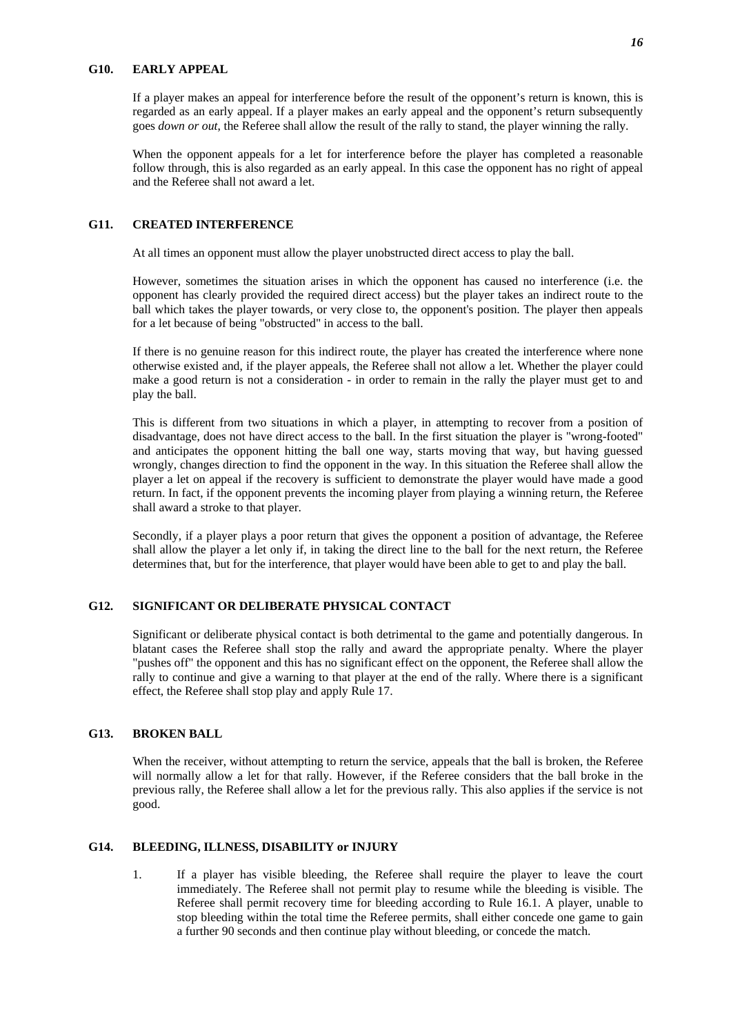### G10. EARLY APPEAL

If a player makes an appeal for interference before the result of the opponent's return is known, this is regarded as an early appeal. If a player makes an early appeal and the opponent's return subsequently goes *down or out*, the Referee shall allow the result of the rally to stand, the player winning the rally.

When the opponent appeals for a let for interference before the player has completed a reasonable follow through, this is also regarded as an early appeal. In this case the opponent has no right of appeal and the Referee shall not award a let.

### G11. CREATED INTERFERENCE

At all times an opponent must allow the player unobstructed direct access to play the ball.

However, sometimes the situation arises in which the opponent has caused no interference (i.e. the opponent has clearly provided the required direct access) but the player takes an indirect route to the ball which takes the player towards, or very close to, the opponent's position. The player then appeals for a let because of being "obstructed" in access to the ball.

If there is no genuine reason for this indirect route, the player has created the interference where none otherwise existed and, if the player appeals, the Referee shall not allow a let. Whether the player could make a good return is not a consideration - in order to remain in the rally the player must get to and play the ball.

This is different from two situations in which a player, in attempting to recover from a position of disadvantage, does not have direct access to the ball. In the first situation the player is "wrong-footed" and anticipates the opponent hitting the ball one way, starts moving that way, but having guessed wrongly, changes direction to find the opponent in the way. In this situation the Referee shall allow the player a let on appeal if the recovery is sufficient to demonstrate the player would have made a good return. In fact, if the opponent prevents the incoming player from playing a winning return, the Referee shall award a stroke to that player.

Secondly, if a player plays a poor return that gives the opponent a position of advantage, the Referee shall allow the player a let only if, in taking the direct line to the ball for the next return, the Referee determines that, but for the interference, that player would have been able to get to and play the ball.

### G12. SIGNIFICANT OR DELIBERATE PHYSICAL CONTACT

Significant or deliberate physical contact is both detrimental to the game and potentially dangerous. In blatant cases the Referee shall stop the rally and award the appropriate penalty. Where the player "pushes off" the opponent and this has no significant effect on the opponent, the Referee shall allow the rally to continue and give a warning to that player at the end of the rally. Where there is a significant effect, the Referee shall stop play and apply Rule 17.

### G13. BROKEN BALL

When the receiver, without attempting to return the service, appeals that the ball is broken, the Referee will normally allow a let for that rally. However, if the Referee considers that the ball broke in the previous rally, the Referee shall allow a let for the previous rally. This also applies if the service is not good.

### G14. BLEEDING, ILLNESS, DISABILITY or INJURY

1. If a player has visible bleeding, the Referee shall require the player to leave the court immediately. The Referee shall not permit play to resume while the bleeding is visible. The Referee shall permit recovery time for bleeding according to Rule 16.1. A player, unable to stop bleeding within the total time the Referee permits, shall either concede one game to gain a further 90 seconds and then continue play without bleeding, or concede the match.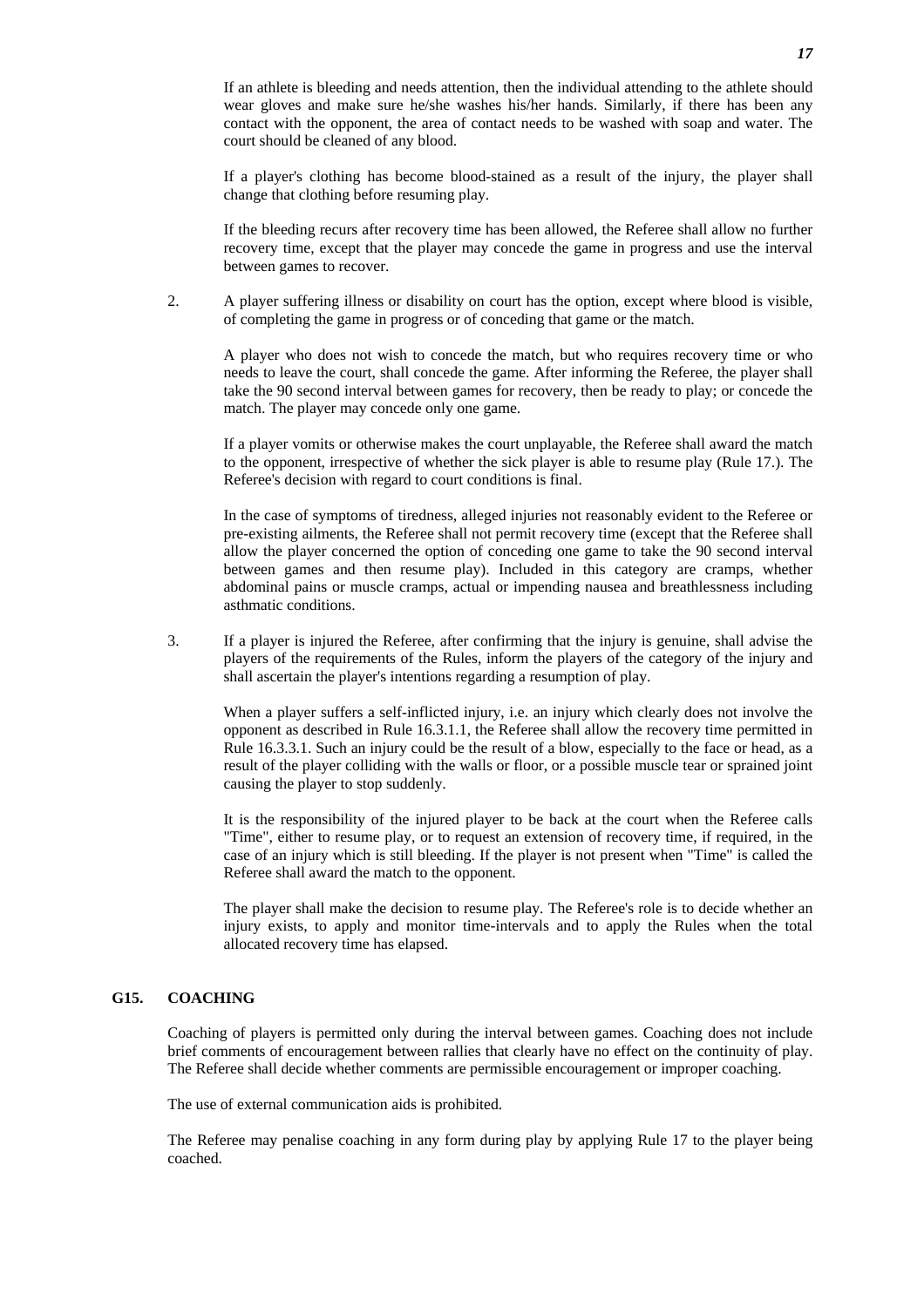If an athlete is bleeding and needs attention, then the individual attending to the athlete should wear gloves and make sure he/she washes his/her hands. Similarly, if there has been any contact with the opponent, the area of contact needs to be washed with soap and water. The court should be cleaned of any blood.

If a player's clothing has become blood-stained as a result of the injury, the player shall change that clothing before resuming play.

If the bleeding recurs after recovery time has been allowed, the Referee shall allow no further recovery time, except that the player may concede the game in progress and use the interval between games to recover.

2. A player suffering illness or disability on court has the option, except where blood is visible, of completing the game in progress or of conceding that game or the match.

   A player who does not wish to concede the match, but who requires recovery time or who needs to leave the court, shall concede the game. After informing the Referee, the player shall take the 90 second interval between games for recovery, then be ready to play; or concede the match. The player may concede only one game.

   If a player vomits or otherwise makes the court unplayable, the Referee shall award the match to the opponent, irrespective of whether the sick player is able to resume play (Rule 17.). The Referee's decision with regard to court conditions is final.

   In the case of symptoms of tiredness, alleged injuries not reasonably evident to the Referee or pre-existing ailments, the Referee shall not permit recovery time (except that the Referee shall allow the player concerned the option of conceding one game to take the 90 second interval between games and then resume play). Included in this category are cramps, whether abdominal pains or muscle cramps, actual or impending nausea and breathlessness including asthmatic conditions.

3. If a player is injured the Referee, after confirming that the injury is genuine, shall advise the players of the requirements of the Rules, inform the players of the category of the injury and shall ascertain the player's intentions regarding a resumption of play.

   When a player suffers a self-inflicted injury, i.e. an injury which clearly does not involve the opponent as described in Rule 16.3.1.1, the Referee shall allow the recovery time permitted in Rule 16.3.3.1. Such an injury could be the result of a blow, especially to the face or head, as a result of the player colliding with the walls or floor, or a possible muscle tear or sprained joint causing the player to stop suddenly.

   It is the responsibility of the injured player to be back at the court when the Referee calls "Time", either to resume play, or to request an extension of recovery time, if required, in the case of an injury which is still bleeding. If the player is not present when "Time" is called the Referee shall award the match to the opponent.

   The player shall make the decision to resume play. The Referee's role is to decide whether an injury exists, to apply and monitor time-intervals and to apply the Rules when the total allocated recovery time has elapsed.

## G15. COACHING

Coaching of players is permitted only during the interval between games. Coaching does not include brief comments of encouragement between rallies that clearly have no effect on the continuity of play. The Referee shall decide whether comments are permissible encouragement or improper coaching.

The use of external communication aids is prohibited.

The Referee may penalise coaching in any form during play by applying Rule 17 to the player being coached.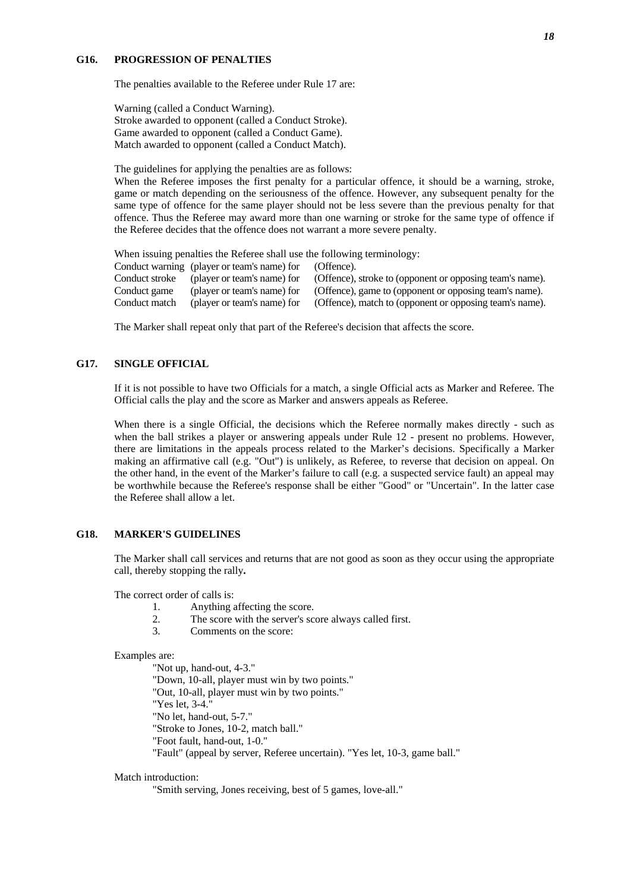## G16. PROGRESSION OF PENALTIES

The penalties available to the Referee under Rule 17 are:

Warning (called a Conduct Warning).
Stroke awarded to opponent (called a Conduct Stroke).
Game awarded to opponent (called a Conduct Game).
Match awarded to opponent (called a Conduct Match).

The guidelines for applying the penalties are as follows:
When the Referee imposes the first penalty for a particular offence, it should be a warning, stroke, game or match depending on the seriousness of the offence. However, any subsequent penalty for the same type of offence for the same player should not be less severe than the previous penalty for that offence. Thus the Referee may award more than one warning or stroke for the same type of offence if the Referee decides that the offence does not warrant a more severe penalty.

When issuing penalties the Referee shall use the following terminology:

| | | |
|---|---|---|
| Conduct warning | (player or team's name) for | (Offence). |
| Conduct stroke | (player or team's name) for | (Offence), stroke to (opponent or opposing team's name). |
| Conduct game | (player or team's name) for | (Offence), game to (opponent or opposing team's name). |
| Conduct match | (player or team's name) for | (Offence), match to (opponent or opposing team's name). |

The Marker shall repeat only that part of the Referee's decision that affects the score.

## G17. SINGLE OFFICIAL

If it is not possible to have two Officials for a match, a single Official acts as Marker and Referee. The Official calls the play and the score as Marker and answers appeals as Referee.

When there is a single Official, the decisions which the Referee normally makes directly - such as when the ball strikes a player or answering appeals under Rule 12 - present no problems. However, there are limitations in the appeals process related to the Marker's decisions. Specifically a Marker making an affirmative call (e.g. "Out") is unlikely, as Referee, to reverse that decision on appeal. On the other hand, in the event of the Marker's failure to call (e.g. a suspected service fault) an appeal may be worthwhile because the Referee's response shall be either "Good" or "Uncertain". In the latter case the Referee shall allow a let.

## G18. MARKER'S GUIDELINES

The Marker shall call services and returns that are not good as soon as they occur using the appropriate call, thereby stopping the rally**.**

The correct order of calls is:

1. Anything affecting the score.
2. The score with the server's score always called first.
3. Comments on the score:

Examples are:

"Not up, hand-out, 4-3."
"Down, 10-all, player must win by two points."
"Out, 10-all, player must win by two points."
"Yes let, 3-4."
"No let, hand-out, 5-7."
"Stroke to Jones, 10-2, match ball."
"Foot fault, hand-out, 1-0."
"Fault" (appeal by server, Referee uncertain). "Yes let, 10-3, game ball."

Match introduction:

"Smith serving, Jones receiving, best of 5 games, love-all."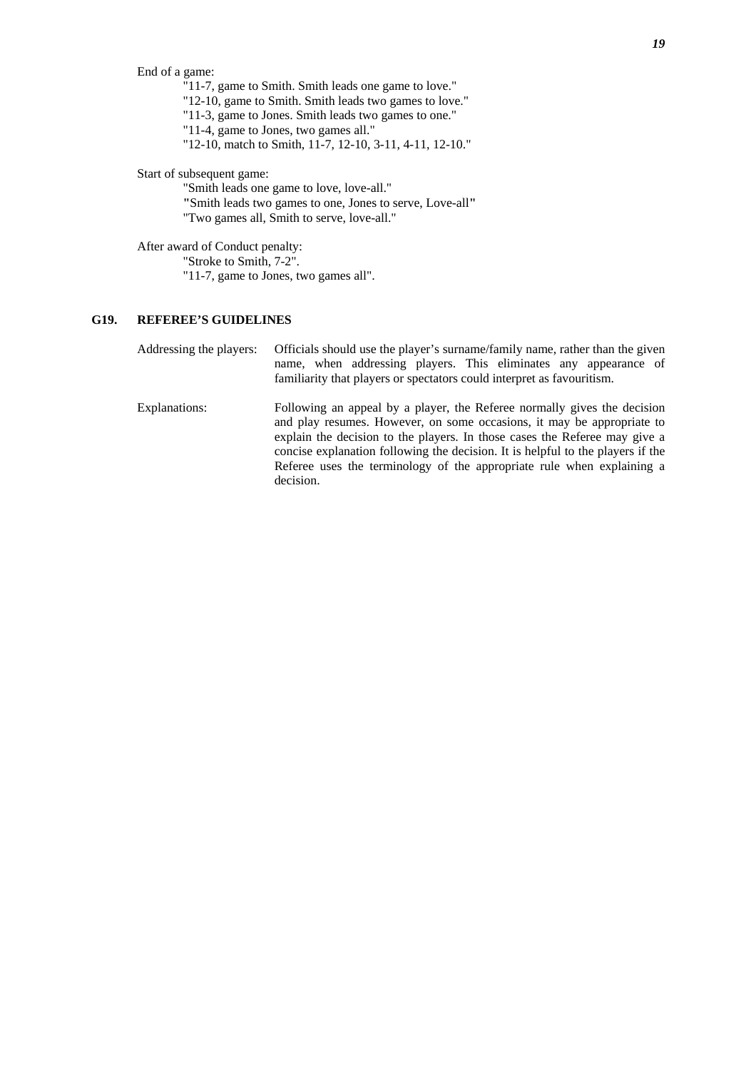End of a game:

"11-7, game to Smith. Smith leads one game to love."
"12-10, game to Smith. Smith leads two games to love."
"11-3, game to Jones. Smith leads two games to one."
"11-4, game to Jones, two games all."
"12-10, match to Smith, 11-7, 12-10, 3-11, 4-11, 12-10."

Start of subsequent game:

"Smith leads one game to love, love-all."
"Smith leads two games to one, Jones to serve, Love-all"
"Two games all, Smith to serve, love-all."

After award of Conduct penalty:

"Stroke to Smith, 7-2".
"11-7, game to Jones, two games all".

## G19. REFEREE'S GUIDELINES

Addressing the players: Officials should use the player's surname/family name, rather than the given name, when addressing players. This eliminates any appearance of familiarity that players or spectators could interpret as favouritism.

Explanations: Following an appeal by a player, the Referee normally gives the decision and play resumes. However, on some occasions, it may be appropriate to explain the decision to the players. In those cases the Referee may give a concise explanation following the decision. It is helpful to the players if the Referee uses the terminology of the appropriate rule when explaining a decision.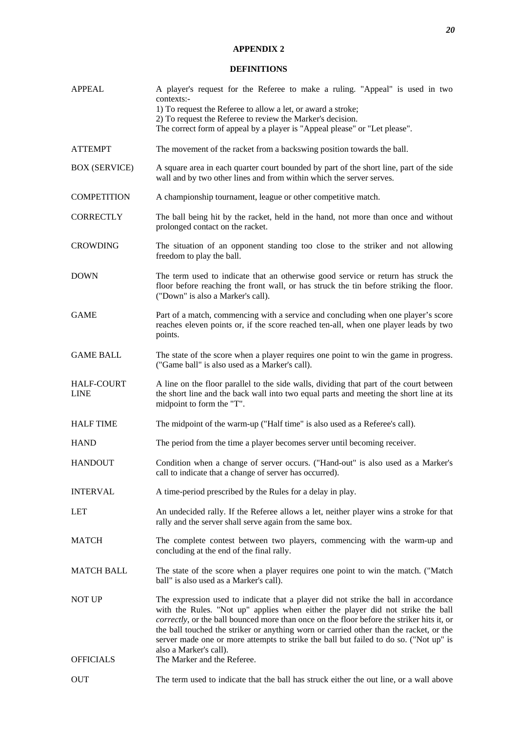## APPENDIX 2

## DEFINITIONS

| | |
|---|---|
| APPEAL | A player's request for the Referee to make a ruling. "Appeal" is used in two contexts:- 1) To request the Referee to allow a let, or award a stroke; 2) To request the Referee to review the Marker's decision. The correct form of appeal by a player is "Appeal please" or "Let please". |
| ATTEMPT | The movement of the racket from a backswing position towards the ball. |
| BOX (SERVICE) | A square area in each quarter court bounded by part of the short line, part of the side wall and by two other lines and from within which the server serves. |
| COMPETITION | A championship tournament, league or other competitive match. |
| CORRECTLY | The ball being hit by the racket, held in the hand, not more than once and without prolonged contact on the racket. |
| CROWDING | The situation of an opponent standing too close to the striker and not allowing freedom to play the ball. |
| DOWN | The term used to indicate that an otherwise good service or return has struck the floor before reaching the front wall, or has struck the tin before striking the floor. ("Down" is also a Marker's call). |
| GAME | Part of a match, commencing with a service and concluding when one player's score reaches eleven points or, if the score reached ten-all, when one player leads by two points. |
| GAME BALL | The state of the score when a player requires one point to win the game in progress. ("Game ball" is also used as a Marker's call). |
| HALF-COURT LINE | A line on the floor parallel to the side walls, dividing that part of the court between the short line and the back wall into two equal parts and meeting the short line at its midpoint to form the "T". |
| HALF TIME | The midpoint of the warm-up ("Half time" is also used as a Referee's call). |
| HAND | The period from the time a player becomes server until becoming receiver. |
| HANDOUT | Condition when a change of server occurs. ("Hand-out" is also used as a Marker's call to indicate that a change of server has occurred). |
| INTERVAL | A time-period prescribed by the Rules for a delay in play. |
| LET | An undecided rally. If the Referee allows a let, neither player wins a stroke for that rally and the server shall serve again from the same box. |
| MATCH | The complete contest between two players, commencing with the warm-up and concluding at the end of the final rally. |
| MATCH BALL | The state of the score when a player requires one point to win the match. ("Match ball" is also used as a Marker's call). |
| NOT UP | The expression used to indicate that a player did not strike the ball in accordance with the Rules. "Not up" applies when either the player did not strike the ball *correctly*, or the ball bounced more than once on the floor before the striker hits it, or the ball touched the striker or anything worn or carried other than the racket, or the server made one or more attempts to strike the ball but failed to do so. ("Not up" is also a Marker's call). |
| OFFICIALS | The Marker and the Referee. |
| OUT | The term used to indicate that the ball has struck either the out line, or a wall above |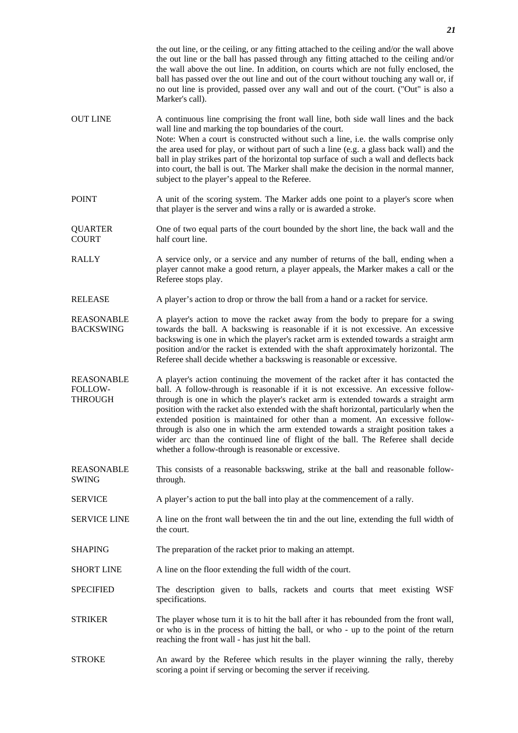the out line, or the ceiling, or any fitting attached to the ceiling and/or the wall above the out line or the ball has passed through any fitting attached to the ceiling and/or the wall above the out line. In addition, on courts which are not fully enclosed, the ball has passed over the out line and out of the court without touching any wall or, if no out line is provided, passed over any wall and out of the court. ("Out" is also a Marker's call).

| | |
|---|---|
| OUT LINE | A continuous line comprising the front wall line, both side wall lines and the back wall line and marking the top boundaries of the court. Note: When a court is constructed without such a line, i.e. the walls comprise only the area used for play, or without part of such a line (e.g. a glass back wall) and the ball in play strikes part of the horizontal top surface of such a wall and deflects back into court, the ball is out. The Marker shall make the decision in the normal manner, subject to the player's appeal to the Referee. |
| POINT | A unit of the scoring system. The Marker adds one point to a player's score when that player is the server and wins a rally or is awarded a stroke. |
| QUARTER COURT | One of two equal parts of the court bounded by the short line, the back wall and the half court line. |
| RALLY | A service only, or a service and any number of returns of the ball, ending when a player cannot make a good return, a player appeals, the Marker makes a call or the Referee stops play. |
| RELEASE | A player's action to drop or throw the ball from a hand or a racket for service. |
| REASONABLE BACKSWING | A player's action to move the racket away from the body to prepare for a swing towards the ball. A backswing is reasonable if it is not excessive. An excessive backswing is one in which the player's racket arm is extended towards a straight arm position and/or the racket is extended with the shaft approximately horizontal. The Referee shall decide whether a backswing is reasonable or excessive. |
| REASONABLE FOLLOW-THROUGH | A player's action continuing the movement of the racket after it has contacted the ball. A follow-through is reasonable if it is not excessive. An excessive follow-through is one in which the player's racket arm is extended towards a straight arm position with the racket also extended with the shaft horizontal, particularly when the extended position is maintained for other than a moment. An excessive follow-through is also one in which the arm extended towards a straight position takes a wider arc than the continued line of flight of the ball. The Referee shall decide whether a follow-through is reasonable or excessive. |
| REASONABLE SWING | This consists of a reasonable backswing, strike at the ball and reasonable follow-through. |
| SERVICE | A player's action to put the ball into play at the commencement of a rally. |
| SERVICE LINE | A line on the front wall between the tin and the out line, extending the full width of the court. |
| SHAPING | The preparation of the racket prior to making an attempt. |
| SHORT LINE | A line on the floor extending the full width of the court. |
| SPECIFIED | The description given to balls, rackets and courts that meet existing WSF specifications. |
| STRIKER | The player whose turn it is to hit the ball after it has rebounded from the front wall, or who is in the process of hitting the ball, or who - up to the point of the return reaching the front wall - has just hit the ball. |
| STROKE | An award by the Referee which results in the player winning the rally, thereby scoring a point if serving or becoming the server if receiving. |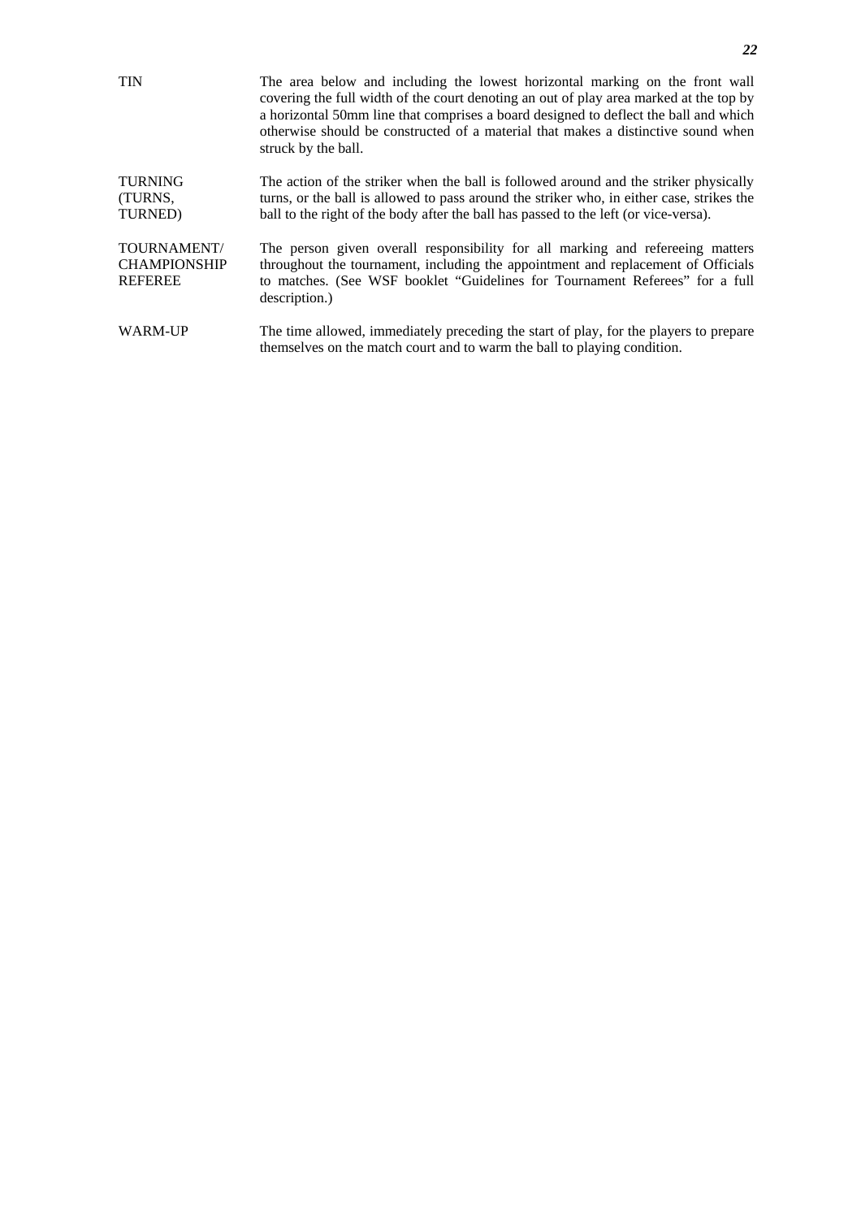| | |
|---|---|
| TIN | The area below and including the lowest horizontal marking on the front wall covering the full width of the court denoting an out of play area marked at the top by a horizontal 50mm line that comprises a board designed to deflect the ball and which otherwise should be constructed of a material that makes a distinctive sound when struck by the ball. |
| TURNING (TURNS, TURNED) | The action of the striker when the ball is followed around and the striker physically turns, or the ball is allowed to pass around the striker who, in either case, strikes the ball to the right of the body after the ball has passed to the left (or vice-versa). |
| TOURNAMENT/ CHAMPIONSHIP REFEREE | The person given overall responsibility for all marking and refereeing matters throughout the tournament, including the appointment and replacement of Officials to matches. (See WSF booklet "Guidelines for Tournament Referees" for a full description.) |
| WARM-UP | The time allowed, immediately preceding the start of play, for the players to prepare themselves on the match court and to warm the ball to playing condition. |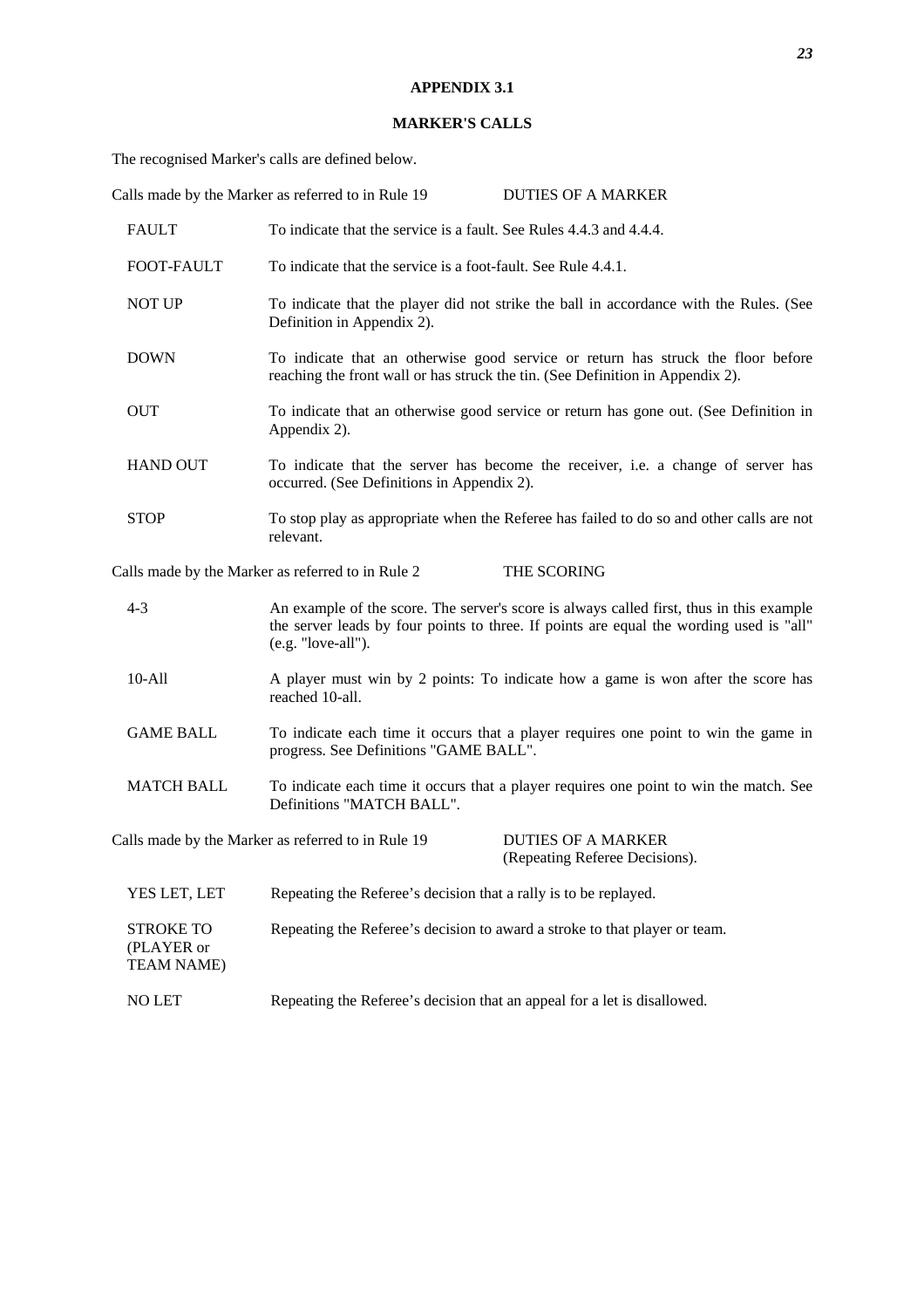## APPENDIX 3.1

## MARKER'S CALLS

The recognised Marker's calls are defined below.

Calls made by the Marker as referred to in Rule 19 — DUTIES OF A MARKER

| Call | Meaning |
|---|---|
| FAULT | To indicate that the service is a fault. See Rules 4.4.3 and 4.4.4. |
| FOOT-FAULT | To indicate that the service is a foot-fault. See Rule 4.4.1. |
| NOT UP | To indicate that the player did not strike the ball in accordance with the Rules. (See Definition in Appendix 2). |
| DOWN | To indicate that an otherwise good service or return has struck the floor before reaching the front wall or has struck the tin. (See Definition in Appendix 2). |
| OUT | To indicate that an otherwise good service or return has gone out. (See Definition in Appendix 2). |
| HAND OUT | To indicate that the server has become the receiver, i.e. a change of server has occurred. (See Definitions in Appendix 2). |
| STOP | To stop play as appropriate when the Referee has failed to do so and other calls are not relevant. |

Calls made by the Marker as referred to in Rule 2 — THE SCORING

| Call | Meaning |
|---|---|
| 4-3 | An example of the score. The server's score is always called first, thus in this example the server leads by four points to three. If points are equal the wording used is "all" (e.g. "love-all"). |
| 10-All | A player must win by 2 points: To indicate how a game is won after the score has reached 10-all. |
| GAME BALL | To indicate each time it occurs that a player requires one point to win the game in progress. See Definitions "GAME BALL". |
| MATCH BALL | To indicate each time it occurs that a player requires one point to win the match. See Definitions "MATCH BALL". |

Calls made by the Marker as referred to in Rule 19 — DUTIES OF A MARKER (Repeating Referee Decisions).

| Call | Meaning |
|---|---|
| YES LET, LET | Repeating the Referee's decision that a rally is to be replayed. |
| STROKE TO (PLAYER or TEAM NAME) | Repeating the Referee's decision to award a stroke to that player or team. |
| NO LET | Repeating the Referee's decision that an appeal for a let is disallowed. |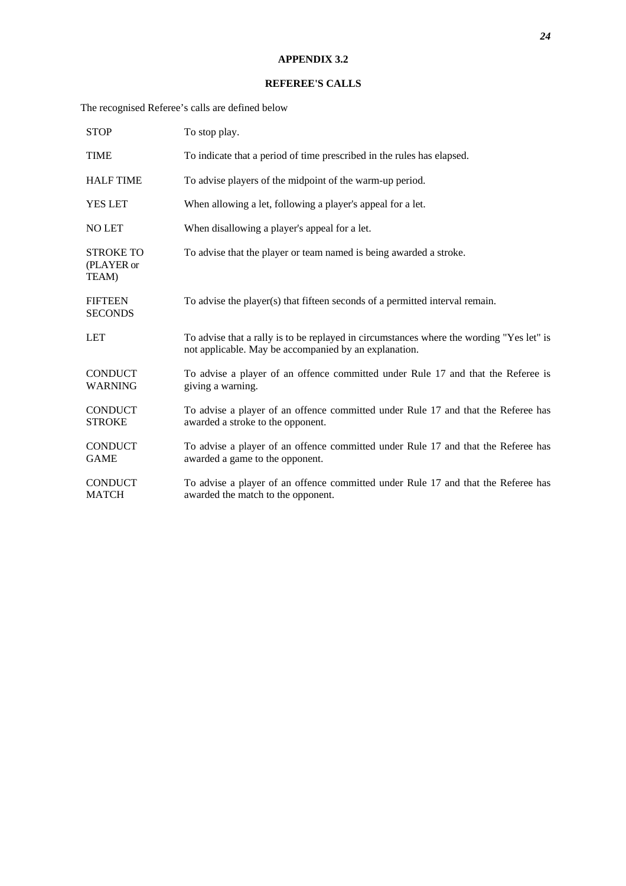## APPENDIX 3.2

## REFEREE'S CALLS

The recognised Referee's calls are defined below

| | |
|---|---|
| STOP | To stop play. |
| TIME | To indicate that a period of time prescribed in the rules has elapsed. |
| HALF TIME | To advise players of the midpoint of the warm-up period. |
| YES LET | When allowing a let, following a player's appeal for a let. |
| NO LET | When disallowing a player's appeal for a let. |
| STROKE TO (PLAYER or TEAM) | To advise that the player or team named is being awarded a stroke. |
| FIFTEEN SECONDS | To advise the player(s) that fifteen seconds of a permitted interval remain. |
| LET | To advise that a rally is to be replayed in circumstances where the wording "Yes let" is not applicable. May be accompanied by an explanation. |
| CONDUCT WARNING | To advise a player of an offence committed under Rule 17 and that the Referee is giving a warning. |
| CONDUCT STROKE | To advise a player of an offence committed under Rule 17 and that the Referee has awarded a stroke to the opponent. |
| CONDUCT GAME | To advise a player of an offence committed under Rule 17 and that the Referee has awarded a game to the opponent. |
| CONDUCT MATCH | To advise a player of an offence committed under Rule 17 and that the Referee has awarded the match to the opponent. |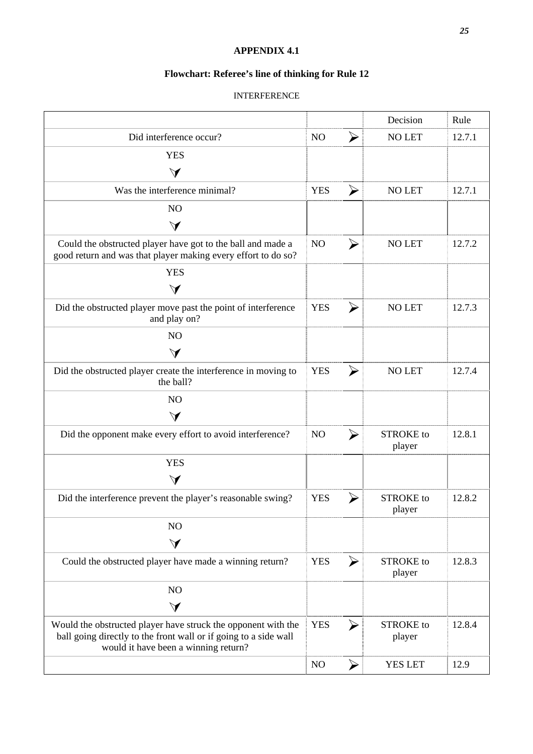# APPENDIX 4.1

## Flowchart: Referee's line of thinking for Rule 12

INTERFERENCE

| | | | Decision | Rule |
|---|---|---|---|---|
| Did interference occur? | NO | ➢ | NO LET | 12.7.1 |
| YES<br>⮟ | | | | |
| Was the interference minimal? | YES | ➢ | NO LET | 12.7.1 |
| NO<br>⮟ | | | | |
| Could the obstructed player have got to the ball and made a good return and was that player making every effort to do so? | NO | ➢ | NO LET | 12.7.2 |
| YES<br>⮟ | | | | |
| Did the obstructed player move past the point of interference and play on? | YES | ➢ | NO LET | 12.7.3 |
| NO<br>⮟ | | | | |
| Did the obstructed player create the interference in moving to the ball? | YES | ➢ | NO LET | 12.7.4 |
| NO<br>⮟ | | | | |
| Did the opponent make every effort to avoid interference? | NO | ➢ | STROKE to player | 12.8.1 |
| YES<br>⮟ | | | | |
| Did the interference prevent the player's reasonable swing? | YES | ➢ | STROKE to player | 12.8.2 |
| NO<br>⮟ | | | | |
| Could the obstructed player have made a winning return? | YES | ➢ | STROKE to player | 12.8.3 |
| NO<br>⮟ | | | | |
| Would the obstructed player have struck the opponent with the ball going directly to the front wall or if going to a side wall would it have been a winning return? | YES | ➢ | STROKE to player | 12.8.4 |
| | NO | ➢ | YES LET | 12.9 |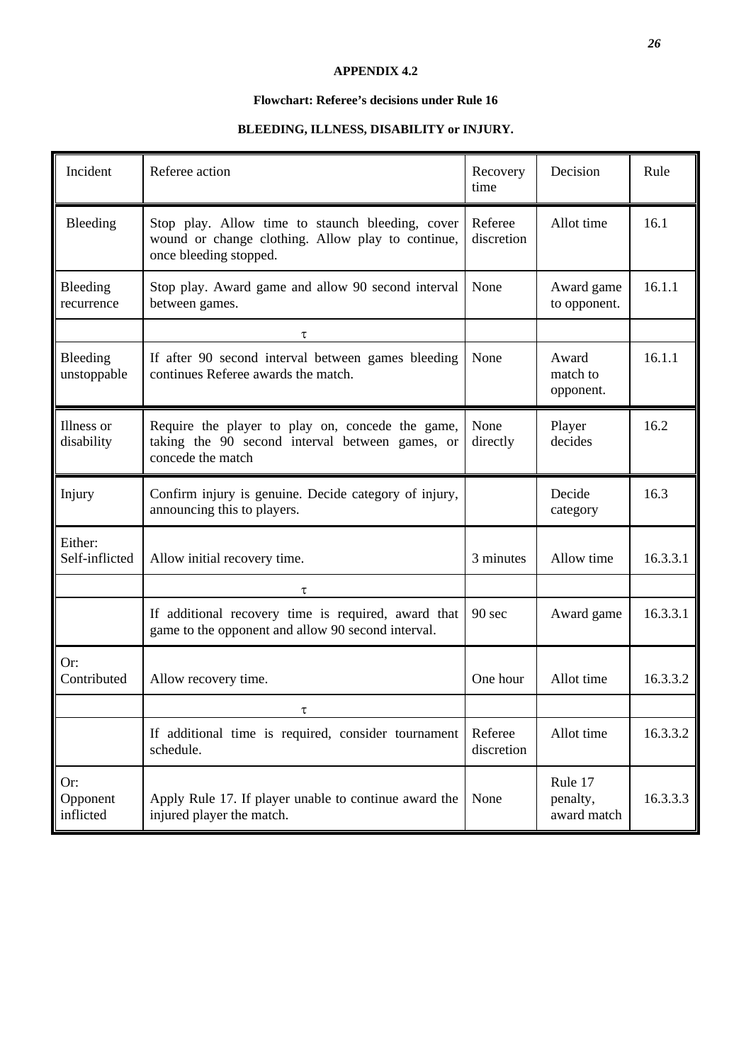**APPENDIX 4.2**

**Flowchart: Referee's decisions under Rule 16**

**BLEEDING, ILLNESS, DISABILITY or INJURY.**

| Incident | Referee action | Recovery time | Decision | Rule |
|---|---|---|---|---|
| Bleeding | Stop play. Allow time to staunch bleeding, cover wound or change clothing. Allow play to continue, once bleeding stopped. | Referee discretion | Allot time | 16.1 |
| Bleeding recurrence | Stop play. Award game and allow 90 second interval between games. | None | Award game to opponent. | 16.1.1 |
| | τ | | | |
| Bleeding unstoppable | If after 90 second interval between games bleeding continues Referee awards the match. | None | Award match to opponent. | 16.1.1 |
| Illness or disability | Require the player to play on, concede the game, taking the 90 second interval between games, or concede the match | None directly | Player decides | 16.2 |
| Injury | Confirm injury is genuine. Decide category of injury, announcing this to players. | | Decide category | 16.3 |
| Either: Self-inflicted | Allow initial recovery time. | 3 minutes | Allow time | 16.3.3.1 |
| | τ | | | |
| | If additional recovery time is required, award that game to the opponent and allow 90 second interval. | 90 sec | Award game | 16.3.3.1 |
| Or: Contributed | Allow recovery time. | One hour | Allot time | 16.3.3.2 |
| | τ | | | |
| | If additional time is required, consider tournament schedule. | Referee discretion | Allot time | 16.3.3.2 |
| Or: Opponent inflicted | Apply Rule 17. If player unable to continue award the injured player the match. | None | Rule 17 penalty, award match | 16.3.3.3 |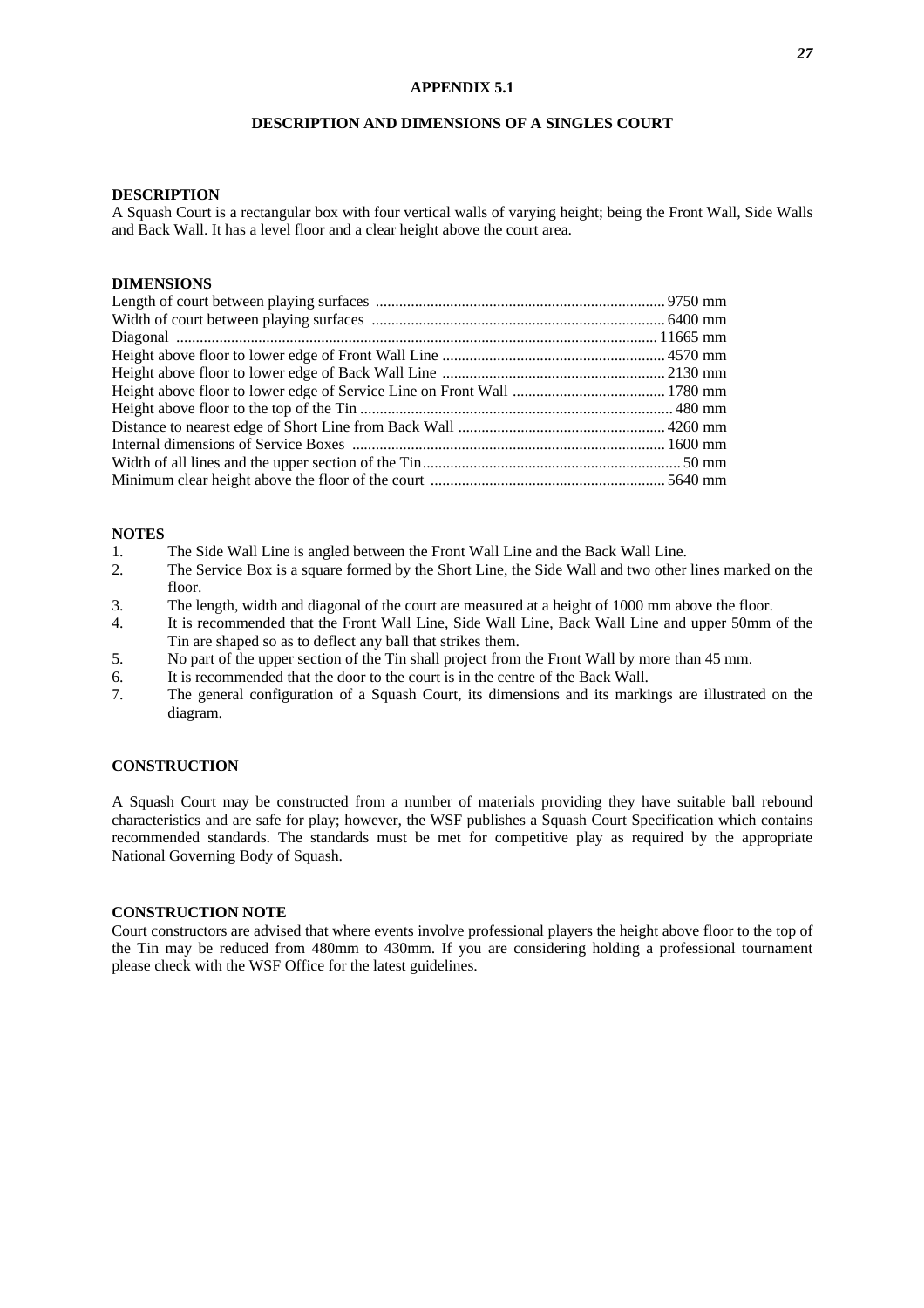# APPENDIX 5.1

## DESCRIPTION AND DIMENSIONS OF A SINGLES COURT

### DESCRIPTION

A Squash Court is a rectangular box with four vertical walls of varying height; being the Front Wall, Side Walls and Back Wall. It has a level floor and a clear height above the court area.

### DIMENSIONS

| | |
|---|---|
| Length of court between playing surfaces | 9750 mm |
| Width of court between playing surfaces | 6400 mm |
| Diagonal | 11665 mm |
| Height above floor to lower edge of Front Wall Line | 4570 mm |
| Height above floor to lower edge of Back Wall Line | 2130 mm |
| Height above floor to lower edge of Service Line on Front Wall | 1780 mm |
| Height above floor to the top of the Tin | 480 mm |
| Distance to nearest edge of Short Line from Back Wall | 4260 mm |
| Internal dimensions of Service Boxes | 1600 mm |
| Width of all lines and the upper section of the Tin | 50 mm |
| Minimum clear height above the floor of the court | 5640 mm |

### NOTES

1. The Side Wall Line is angled between the Front Wall Line and the Back Wall Line.
2. The Service Box is a square formed by the Short Line, the Side Wall and two other lines marked on the floor.
3. The length, width and diagonal of the court are measured at a height of 1000 mm above the floor.
4. It is recommended that the Front Wall Line, Side Wall Line, Back Wall Line and upper 50mm of the Tin are shaped so as to deflect any ball that strikes them.
5. No part of the upper section of the Tin shall project from the Front Wall by more than 45 mm.
6. It is recommended that the door to the court is in the centre of the Back Wall.
7. The general configuration of a Squash Court, its dimensions and its markings are illustrated on the diagram.

### CONSTRUCTION

A Squash Court may be constructed from a number of materials providing they have suitable ball rebound characteristics and are safe for play; however, the WSF publishes a Squash Court Specification which contains recommended standards. The standards must be met for competitive play as required by the appropriate National Governing Body of Squash.

### CONSTRUCTION NOTE

Court constructors are advised that where events involve professional players the height above floor to the top of the Tin may be reduced from 480mm to 430mm. If you are considering holding a professional tournament please check with the WSF Office for the latest guidelines.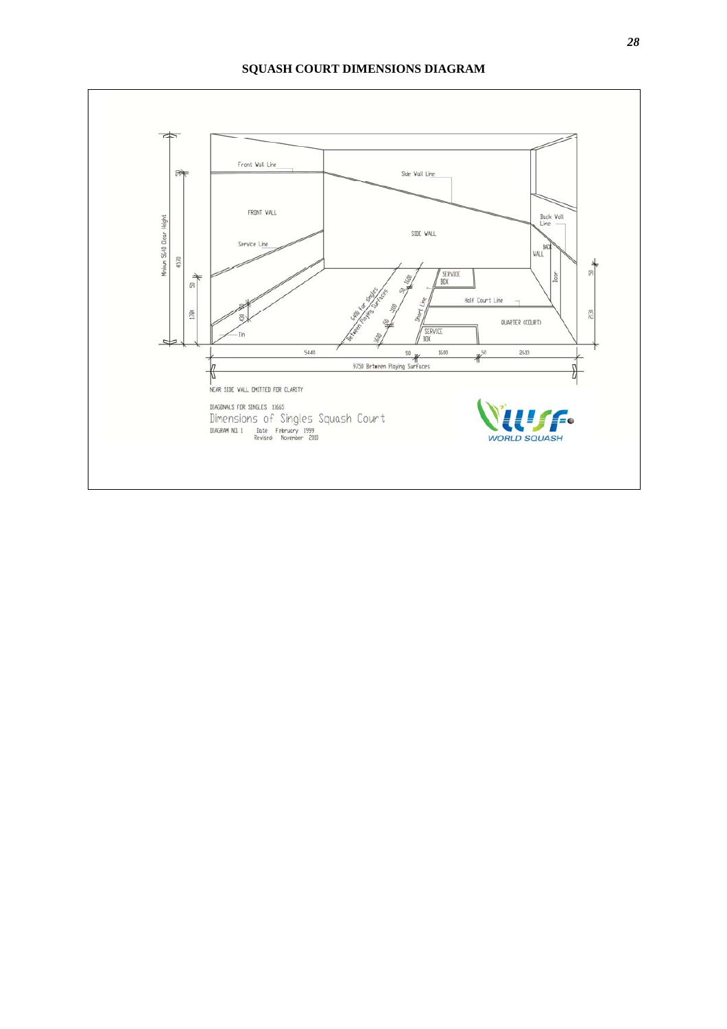## SQUASH COURT DIMENSIONS DIAGRAM

Front Wall Line

Side Wall Line

FRONT WALL

SIDE WALL

Back Wall Line

Service Line

BACK WALL

SERVICE BOX

Door

Half Court Line

QUARTER (COURT)

SERVICE BOX

Short Line

Tin

6400 for Singles Between Playing Surfaces

Minimum 5640 Clear Height

4570

1780

480

50

50

50

2130

1600

2100

5440

50

1600

50

2610

9750 Between Playing Surfaces

NEAR SIDE WALL OMITTED FOR CLARITY

DIAGONALS FOR SINGLES 11665

Dimensions of Singles Squash Court

DIAGRAM NO. 1 Date February 1999

Revised: November 2010

WSF WORLD SQUASH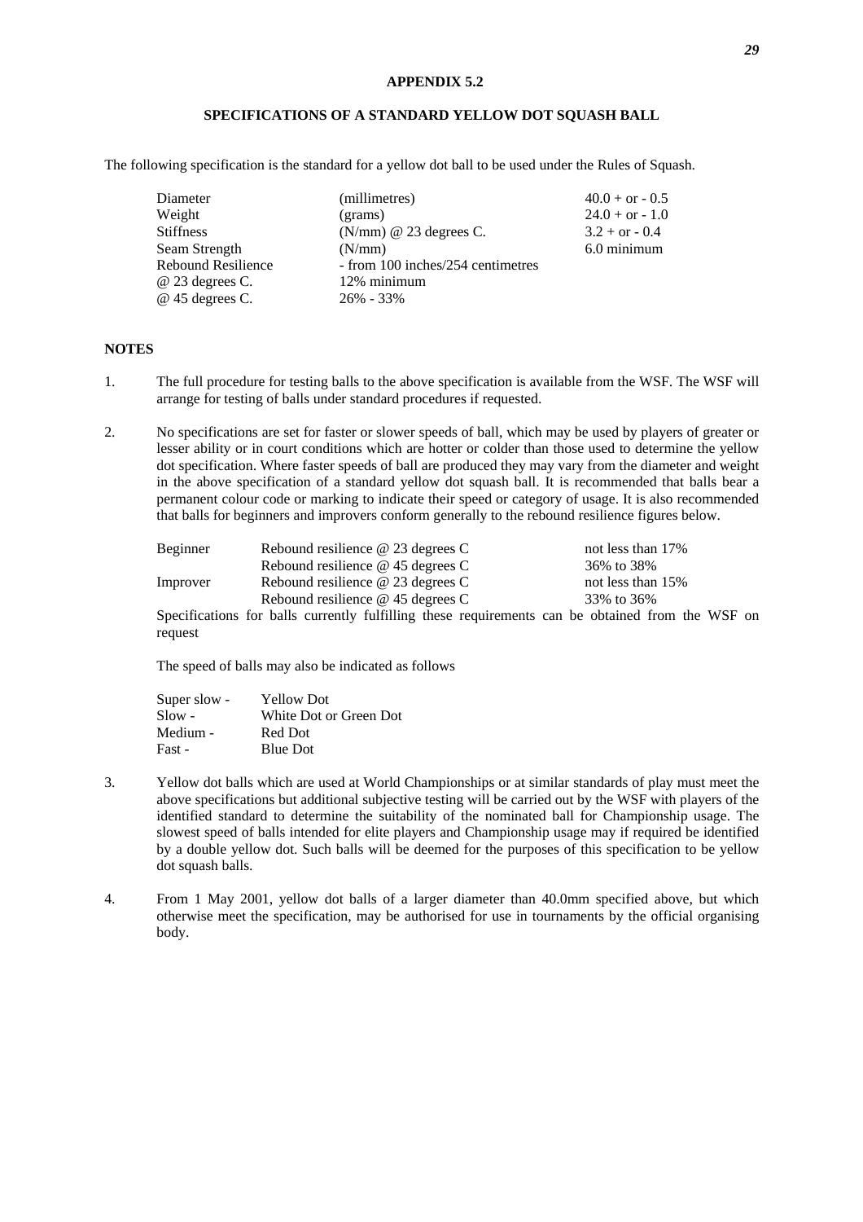## APPENDIX 5.2

### SPECIFICATIONS OF A STANDARD YELLOW DOT SQUASH BALL

The following specification is the standard for a yellow dot ball to be used under the Rules of Squash.

| | | |
|---|---|---|
| Diameter | (millimetres) | 40.0 + or - 0.5 |
| Weight | (grams) | 24.0 + or - 1.0 |
| Stiffness | (N/mm) @ 23 degrees C. | 3.2 + or - 0.4 |
| Seam Strength | (N/mm) | 6.0 minimum |
| Rebound Resilience | - from 100 inches/254 centimetres | |
| @ 23 degrees C. | 12% minimum | |
| @ 45 degrees C. | 26% - 33% | |

**NOTES**

1. The full procedure for testing balls to the above specification is available from the WSF. The WSF will arrange for testing of balls under standard procedures if requested.

2. No specifications are set for faster or slower speeds of ball, which may be used by players of greater or lesser ability or in court conditions which are hotter or colder than those used to determine the yellow dot specification. Where faster speeds of ball are produced they may vary from the diameter and weight in the above specification of a standard yellow dot squash ball. It is recommended that balls bear a permanent colour code or marking to indicate their speed or category of usage. It is also recommended that balls for beginners and improvers conform generally to the rebound resilience figures below.

   | | | |
   |---|---|---|
   | Beginner | Rebound resilience @ 23 degrees C | not less than 17% |
   | | Rebound resilience @ 45 degrees C | 36% to 38% |
   | Improver | Rebound resilience @ 23 degrees C | not less than 15% |
   | | Rebound resilience @ 45 degrees C | 33% to 36% |

   Specifications for balls currently fulfilling these requirements can be obtained from the WSF on request

   The speed of balls may also be indicated as follows

   | | |
   |---|---|
   | Super slow - | Yellow Dot |
   | Slow - | White Dot or Green Dot |
   | Medium - | Red Dot |
   | Fast - | Blue Dot |

3. Yellow dot balls which are used at World Championships or at similar standards of play must meet the above specifications but additional subjective testing will be carried out by the WSF with players of the identified standard to determine the suitability of the nominated ball for Championship usage. The slowest speed of balls intended for elite players and Championship usage may if required be identified by a double yellow dot. Such balls will be deemed for the purposes of this specification to be yellow dot squash balls.

4. From 1 May 2001, yellow dot balls of a larger diameter than 40.0mm specified above, but which otherwise meet the specification, may be authorised for use in tournaments by the official organising body.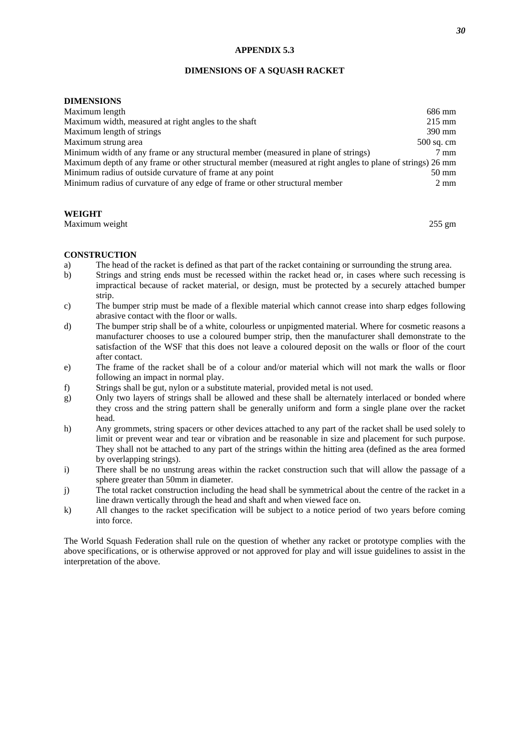## APPENDIX 5.3

## DIMENSIONS OF A SQUASH RACKET

### DIMENSIONS

| | |
|---|---|
| Maximum length | 686 mm |
| Maximum width, measured at right angles to the shaft | 215 mm |
| Maximum length of strings | 390 mm |
| Maximum strung area | 500 sq. cm |
| Minimum width of any frame or any structural member (measured in plane of strings) | 7 mm |
| Maximum depth of any frame or other structural member (measured at right angles to plane of strings) | 26 mm |
| Minimum radius of outside curvature of frame at any point | 50 mm |
| Minimum radius of curvature of any edge of frame or other structural member | 2 mm |

### WEIGHT

| | |
|---|---|
| Maximum weight | 255 gm |

### CONSTRUCTION

a) The head of the racket is defined as that part of the racket containing or surrounding the strung area.

b) Strings and string ends must be recessed within the racket head or, in cases where such recessing is impractical because of racket material, or design, must be protected by a securely attached bumper strip.

c) The bumper strip must be made of a flexible material which cannot crease into sharp edges following abrasive contact with the floor or walls.

d) The bumper strip shall be of a white, colourless or unpigmented material. Where for cosmetic reasons a manufacturer chooses to use a coloured bumper strip, then the manufacturer shall demonstrate to the satisfaction of the WSF that this does not leave a coloured deposit on the walls or floor of the court after contact.

e) The frame of the racket shall be of a colour and/or material which will not mark the walls or floor following an impact in normal play.

f) Strings shall be gut, nylon or a substitute material, provided metal is not used.

g) Only two layers of strings shall be allowed and these shall be alternately interlaced or bonded where they cross and the string pattern shall be generally uniform and form a single plane over the racket head.

h) Any grommets, string spacers or other devices attached to any part of the racket shall be used solely to limit or prevent wear and tear or vibration and be reasonable in size and placement for such purpose. They shall not be attached to any part of the strings within the hitting area (defined as the area formed by overlapping strings).

i) There shall be no unstrung areas within the racket construction such that will allow the passage of a sphere greater than 50mm in diameter.

j) The total racket construction including the head shall be symmetrical about the centre of the racket in a line drawn vertically through the head and shaft and when viewed face on.

k) All changes to the racket specification will be subject to a notice period of two years before coming into force.

The World Squash Federation shall rule on the question of whether any racket or prototype complies with the above specifications, or is otherwise approved or not approved for play and will issue guidelines to assist in the interpretation of the above.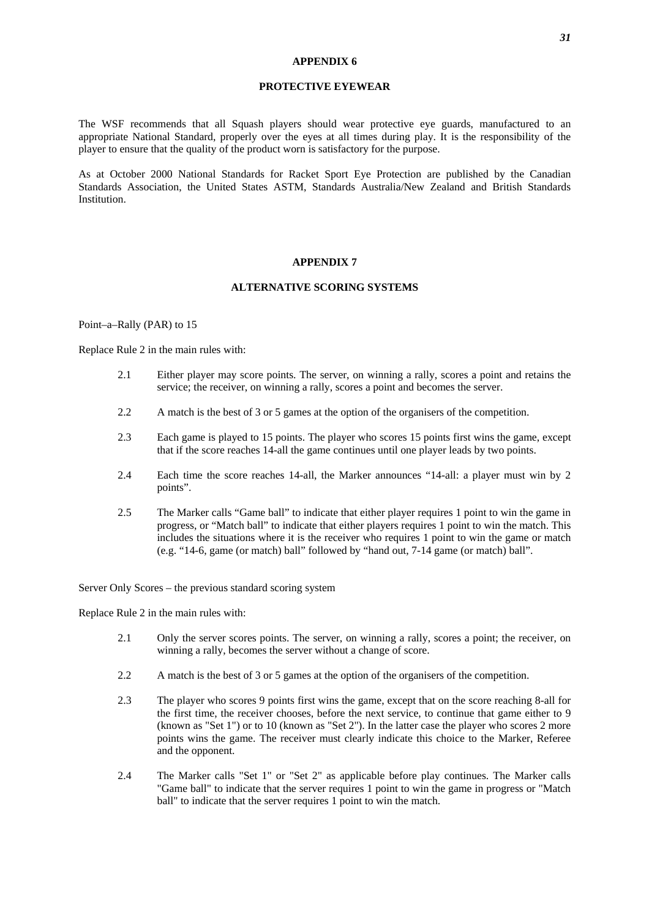## APPENDIX 6

## PROTECTIVE EYEWEAR

The WSF recommends that all Squash players should wear protective eye guards, manufactured to an appropriate National Standard, properly over the eyes at all times during play. It is the responsibility of the player to ensure that the quality of the product worn is satisfactory for the purpose.

As at October 2000 National Standards for Racket Sport Eye Protection are published by the Canadian Standards Association, the United States ASTM, Standards Australia/New Zealand and British Standards Institution.

## APPENDIX 7

## ALTERNATIVE SCORING SYSTEMS

Point–a–Rally (PAR) to 15

Replace Rule 2 in the main rules with:

2.1 Either player may score points. The server, on winning a rally, scores a point and retains the service; the receiver, on winning a rally, scores a point and becomes the server.

2.2 A match is the best of 3 or 5 games at the option of the organisers of the competition.

2.3 Each game is played to 15 points. The player who scores 15 points first wins the game, except that if the score reaches 14-all the game continues until one player leads by two points.

2.4 Each time the score reaches 14-all, the Marker announces "14-all: a player must win by 2 points".

2.5 The Marker calls "Game ball" to indicate that either player requires 1 point to win the game in progress, or "Match ball" to indicate that either players requires 1 point to win the match. This includes the situations where it is the receiver who requires 1 point to win the game or match (e.g. "14-6, game (or match) ball" followed by "hand out, 7-14 game (or match) ball".

Server Only Scores – the previous standard scoring system

Replace Rule 2 in the main rules with:

2.1 Only the server scores points. The server, on winning a rally, scores a point; the receiver, on winning a rally, becomes the server without a change of score.

2.2 A match is the best of 3 or 5 games at the option of the organisers of the competition.

2.3 The player who scores 9 points first wins the game, except that on the score reaching 8-all for the first time, the receiver chooses, before the next service, to continue that game either to 9 (known as "Set 1") or to 10 (known as "Set 2"). In the latter case the player who scores 2 more points wins the game. The receiver must clearly indicate this choice to the Marker, Referee and the opponent.

2.4 The Marker calls "Set 1" or "Set 2" as applicable before play continues. The Marker calls "Game ball" to indicate that the server requires 1 point to win the game in progress or "Match ball" to indicate that the server requires 1 point to win the match.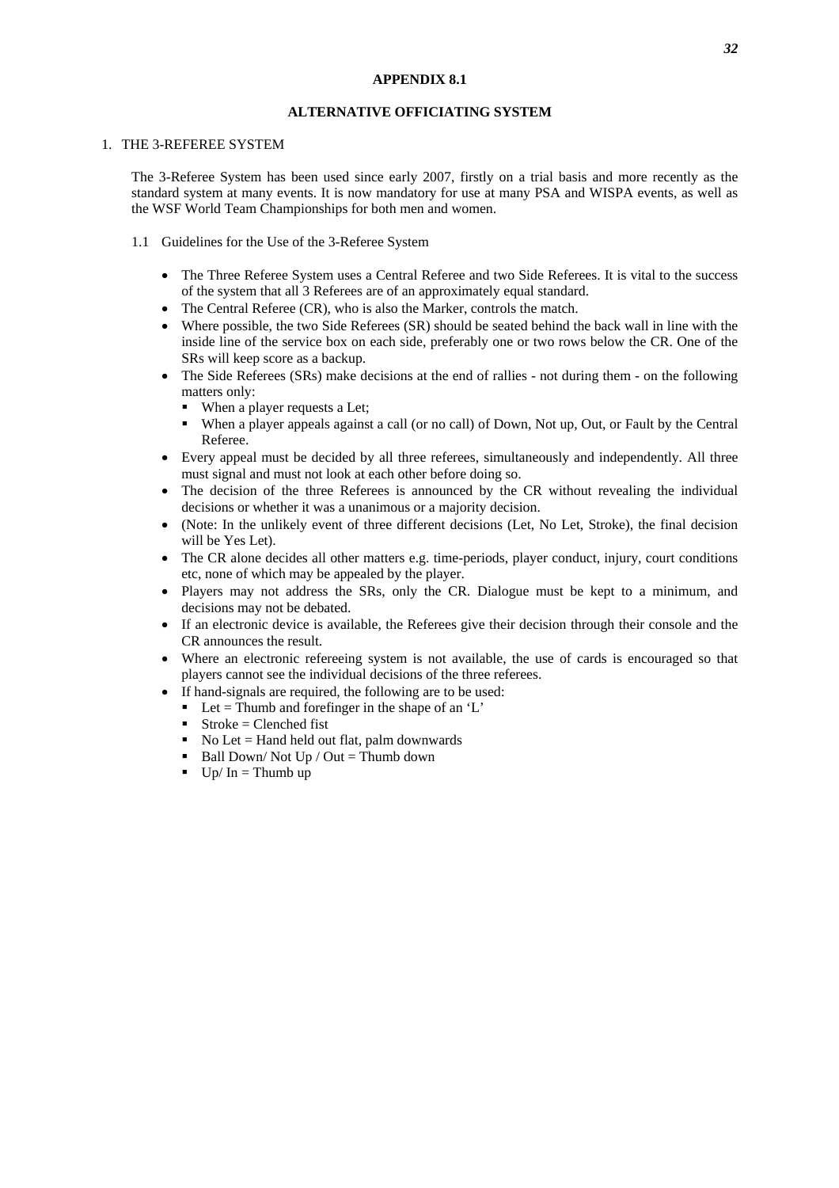## APPENDIX 8.1

## ALTERNATIVE OFFICIATING SYSTEM

### 1. THE 3-REFEREE SYSTEM

The 3-Referee System has been used since early 2007, firstly on a trial basis and more recently as the standard system at many events. It is now mandatory for use at many PSA and WISPA events, as well as the WSF World Team Championships for both men and women.

#### 1.1 Guidelines for the Use of the 3-Referee System

- The Three Referee System uses a Central Referee and two Side Referees. It is vital to the success of the system that all 3 Referees are of an approximately equal standard.
- The Central Referee (CR), who is also the Marker, controls the match.
- Where possible, the two Side Referees (SR) should be seated behind the back wall in line with the inside line of the service box on each side, preferably one or two rows below the CR. One of the SRs will keep score as a backup.
- The Side Referees (SRs) make decisions at the end of rallies - not during them - on the following matters only:
  - When a player requests a Let;
  - When a player appeals against a call (or no call) of Down, Not up, Out, or Fault by the Central Referee.
- Every appeal must be decided by all three referees, simultaneously and independently. All three must signal and must not look at each other before doing so.
- The decision of the three Referees is announced by the CR without revealing the individual decisions or whether it was a unanimous or a majority decision.
- (Note: In the unlikely event of three different decisions (Let, No Let, Stroke), the final decision will be Yes Let).
- The CR alone decides all other matters e.g. time-periods, player conduct, injury, court conditions etc, none of which may be appealed by the player.
- Players may not address the SRs, only the CR. Dialogue must be kept to a minimum, and decisions may not be debated.
- If an electronic device is available, the Referees give their decision through their console and the CR announces the result.
- Where an electronic refereeing system is not available, the use of cards is encouraged so that players cannot see the individual decisions of the three referees.
- If hand-signals are required, the following are to be used:
  - Let = Thumb and forefinger in the shape of an 'L'
  - Stroke = Clenched fist
  - No Let = Hand held out flat, palm downwards
  - Ball Down/ Not Up / Out = Thumb down
  - Up/ In = Thumb up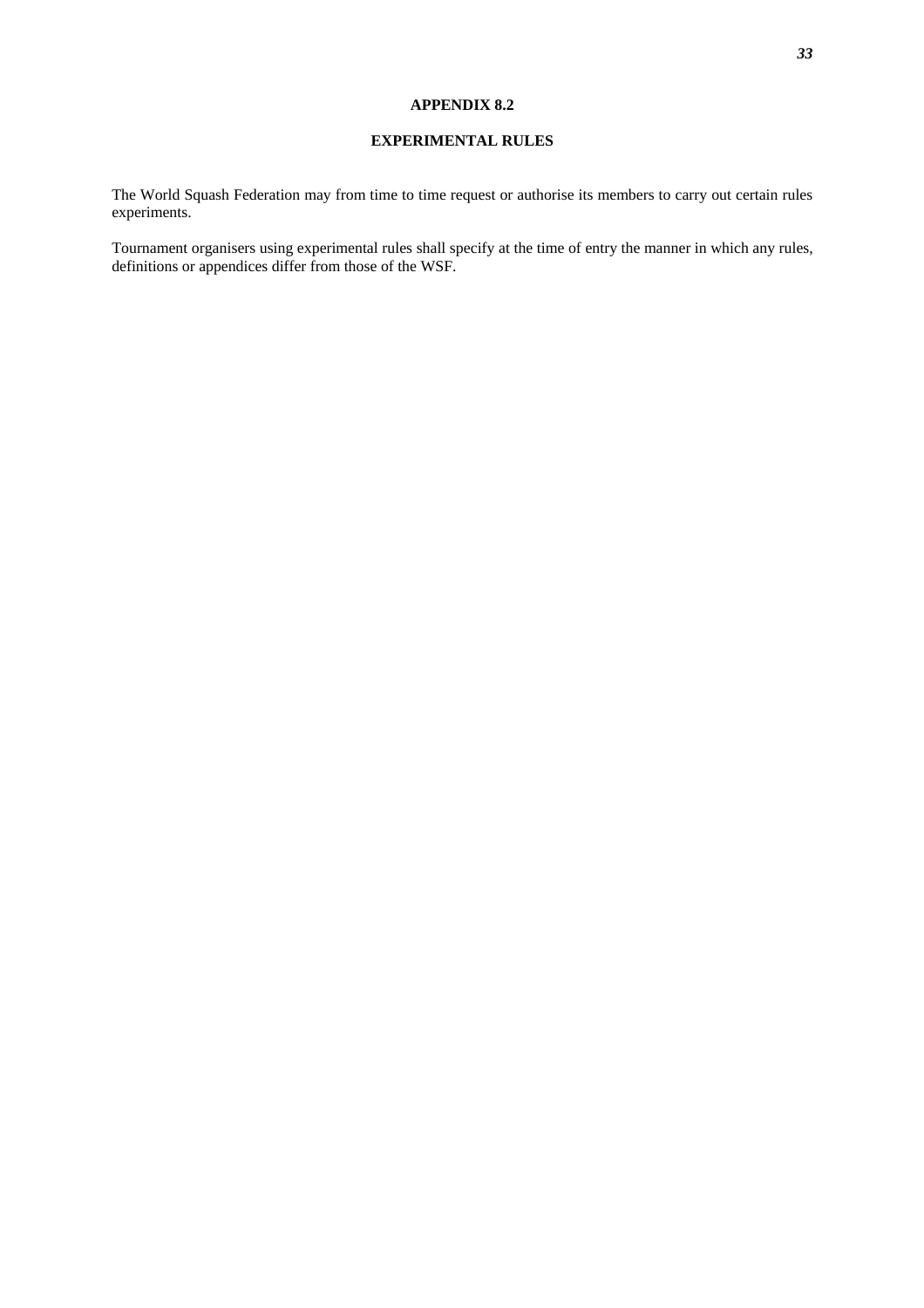# APPENDIX 8.2

## EXPERIMENTAL RULES

The World Squash Federation may from time to time request or authorise its members to carry out certain rules experiments.

Tournament organisers using experimental rules shall specify at the time of entry the manner in which any rules, definitions or appendices differ from those of the WSF.